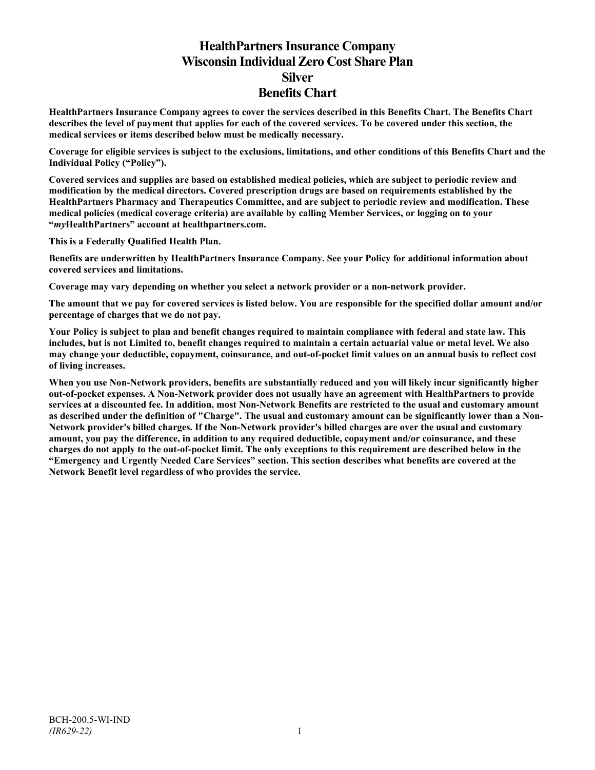# HealthPartners Insurance Company
# Wisconsin Individual Zero Cost Share Plan
# Silver
# Benefits Chart

**HealthPartners Insurance Company agrees to cover the services described in this Benefits Chart. The Benefits Chart describes the level of payment that applies for each of the covered services. To be covered under this section, the medical services or items described below must be medically necessary.**

**Coverage for eligible services is subject to the exclusions, limitations, and other conditions of this Benefits Chart and the Individual Policy ("Policy").**

**Covered services and supplies are based on established medical policies, which are subject to periodic review and modification by the medical directors. Covered prescription drugs are based on requirements established by the HealthPartners Pharmacy and Therapeutics Committee, and are subject to periodic review and modification. These medical policies (medical coverage criteria) are available by calling Member Services, or logging on to your "*my*HealthPartners" account at healthpartners.com.**

**This is a Federally Qualified Health Plan.**

**Benefits are underwritten by HealthPartners Insurance Company. See your Policy for additional information about covered services and limitations.**

**Coverage may vary depending on whether you select a network provider or a non-network provider.**

**The amount that we pay for covered services is listed below. You are responsible for the specified dollar amount and/or percentage of charges that we do not pay.**

**Your Policy is subject to plan and benefit changes required to maintain compliance with federal and state law. This includes, but is not Limited to, benefit changes required to maintain a certain actuarial value or metal level. We also may change your deductible, copayment, coinsurance, and out-of-pocket limit values on an annual basis to reflect cost of living increases.**

**When you use Non-Network providers, benefits are substantially reduced and you will likely incur significantly higher out-of-pocket expenses. A Non-Network provider does not usually have an agreement with HealthPartners to provide services at a discounted fee. In addition, most Non-Network Benefits are restricted to the usual and customary amount as described under the definition of "Charge". The usual and customary amount can be significantly lower than a Non-Network provider's billed charges. If the Non-Network provider's billed charges are over the usual and customary amount, you pay the difference, in addition to any required deductible, copayment and/or coinsurance, and these charges do not apply to the out-of-pocket limit. The only exceptions to this requirement are described below in the "Emergency and Urgently Needed Care Services" section. This section describes what benefits are covered at the Network Benefit level regardless of who provides the service.**

BCH-200.5-WI-IND
*(IR629-22)*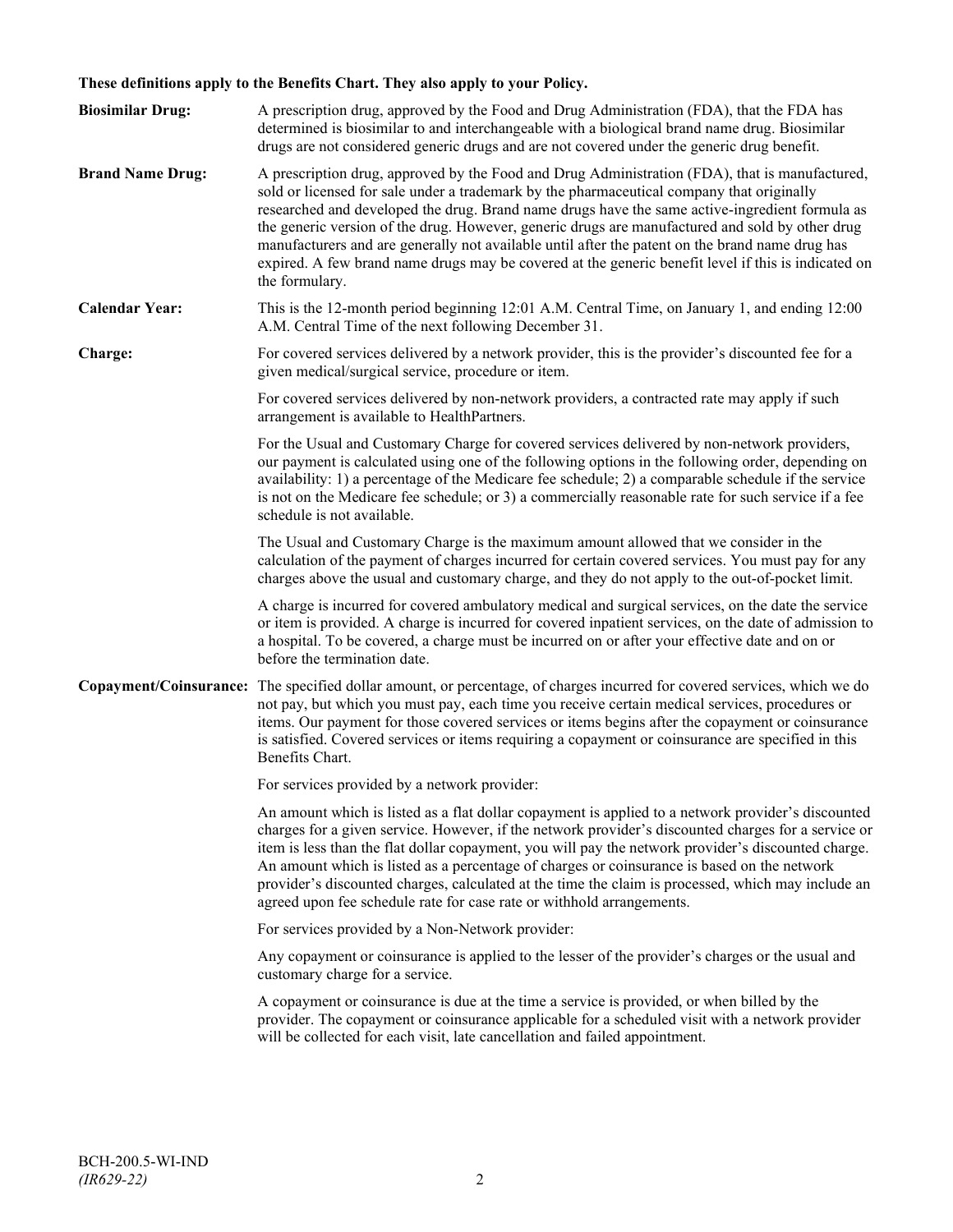**These definitions apply to the Benefits Chart. They also apply to your Policy.**

**Biosimilar Drug:** A prescription drug, approved by the Food and Drug Administration (FDA), that the FDA has determined is biosimilar to and interchangeable with a biological brand name drug. Biosimilar drugs are not considered generic drugs and are not covered under the generic drug benefit.

**Brand Name Drug:** A prescription drug, approved by the Food and Drug Administration (FDA), that is manufactured, sold or licensed for sale under a trademark by the pharmaceutical company that originally researched and developed the drug. Brand name drugs have the same active-ingredient formula as the generic version of the drug. However, generic drugs are manufactured and sold by other drug manufacturers and are generally not available until after the patent on the brand name drug has expired. A few brand name drugs may be covered at the generic benefit level if this is indicated on the formulary.

**Calendar Year:** This is the 12-month period beginning 12:01 A.M. Central Time, on January 1, and ending 12:00 A.M. Central Time of the next following December 31.

**Charge:** For covered services delivered by a network provider, this is the provider's discounted fee for a given medical/surgical service, procedure or item.

For covered services delivered by non-network providers, a contracted rate may apply if such arrangement is available to HealthPartners.

For the Usual and Customary Charge for covered services delivered by non-network providers, our payment is calculated using one of the following options in the following order, depending on availability: 1) a percentage of the Medicare fee schedule; 2) a comparable schedule if the service is not on the Medicare fee schedule; or 3) a commercially reasonable rate for such service if a fee schedule is not available.

The Usual and Customary Charge is the maximum amount allowed that we consider in the calculation of the payment of charges incurred for certain covered services. You must pay for any charges above the usual and customary charge, and they do not apply to the out-of-pocket limit.

A charge is incurred for covered ambulatory medical and surgical services, on the date the service or item is provided. A charge is incurred for covered inpatient services, on the date of admission to a hospital. To be covered, a charge must be incurred on or after your effective date and on or before the termination date.

**Copayment/Coinsurance:** The specified dollar amount, or percentage, of charges incurred for covered services, which we do not pay, but which you must pay, each time you receive certain medical services, procedures or items. Our payment for those covered services or items begins after the copayment or coinsurance is satisfied. Covered services or items requiring a copayment or coinsurance are specified in this Benefits Chart.

For services provided by a network provider:

An amount which is listed as a flat dollar copayment is applied to a network provider's discounted charges for a given service. However, if the network provider's discounted charges for a service or item is less than the flat dollar copayment, you will pay the network provider's discounted charge. An amount which is listed as a percentage of charges or coinsurance is based on the network provider's discounted charges, calculated at the time the claim is processed, which may include an agreed upon fee schedule rate for case rate or withhold arrangements.

For services provided by a Non-Network provider:

Any copayment or coinsurance is applied to the lesser of the provider's charges or the usual and customary charge for a service.

A copayment or coinsurance is due at the time a service is provided, or when billed by the provider. The copayment or coinsurance applicable for a scheduled visit with a network provider will be collected for each visit, late cancellation and failed appointment.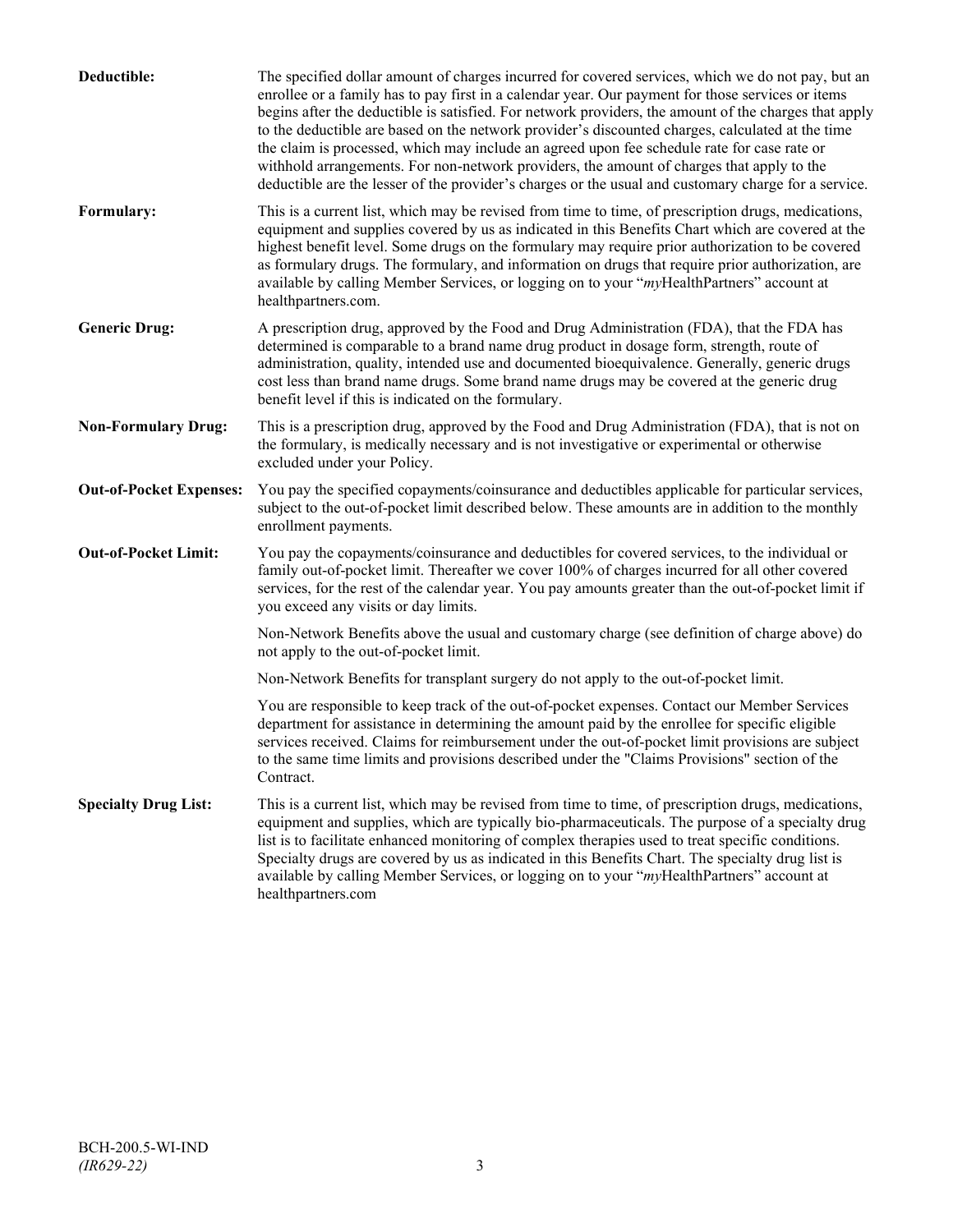**Deductible:** The specified dollar amount of charges incurred for covered services, which we do not pay, but an enrollee or a family has to pay first in a calendar year. Our payment for those services or items begins after the deductible is satisfied. For network providers, the amount of the charges that apply to the deductible are based on the network provider's discounted charges, calculated at the time the claim is processed, which may include an agreed upon fee schedule rate for case rate or withhold arrangements. For non-network providers, the amount of charges that apply to the deductible are the lesser of the provider's charges or the usual and customary charge for a service.

**Formulary:** This is a current list, which may be revised from time to time, of prescription drugs, medications, equipment and supplies covered by us as indicated in this Benefits Chart which are covered at the highest benefit level. Some drugs on the formulary may require prior authorization to be covered as formulary drugs. The formulary, and information on drugs that require prior authorization, are available by calling Member Services, or logging on to your "*my*HealthPartners" account at healthpartners.com.

**Generic Drug:** A prescription drug, approved by the Food and Drug Administration (FDA), that the FDA has determined is comparable to a brand name drug product in dosage form, strength, route of administration, quality, intended use and documented bioequivalence. Generally, generic drugs cost less than brand name drugs. Some brand name drugs may be covered at the generic drug benefit level if this is indicated on the formulary.

**Non-Formulary Drug:** This is a prescription drug, approved by the Food and Drug Administration (FDA), that is not on the formulary, is medically necessary and is not investigative or experimental or otherwise excluded under your Policy.

**Out-of-Pocket Expenses:** You pay the specified copayments/coinsurance and deductibles applicable for particular services, subject to the out-of-pocket limit described below. These amounts are in addition to the monthly enrollment payments.

**Out-of-Pocket Limit:** You pay the copayments/coinsurance and deductibles for covered services, to the individual or family out-of-pocket limit. Thereafter we cover 100% of charges incurred for all other covered services, for the rest of the calendar year. You pay amounts greater than the out-of-pocket limit if you exceed any visits or day limits.

Non-Network Benefits above the usual and customary charge (see definition of charge above) do not apply to the out-of-pocket limit.

Non-Network Benefits for transplant surgery do not apply to the out-of-pocket limit.

You are responsible to keep track of the out-of-pocket expenses. Contact our Member Services department for assistance in determining the amount paid by the enrollee for specific eligible services received. Claims for reimbursement under the out-of-pocket limit provisions are subject to the same time limits and provisions described under the "Claims Provisions" section of the Contract.

**Specialty Drug List:** This is a current list, which may be revised from time to time, of prescription drugs, medications, equipment and supplies, which are typically bio-pharmaceuticals. The purpose of a specialty drug list is to facilitate enhanced monitoring of complex therapies used to treat specific conditions. Specialty drugs are covered by us as indicated in this Benefits Chart. The specialty drug list is available by calling Member Services, or logging on to your "*my*HealthPartners" account at healthpartners.com

BCH-200.5-WI-IND
*(IR629-22)*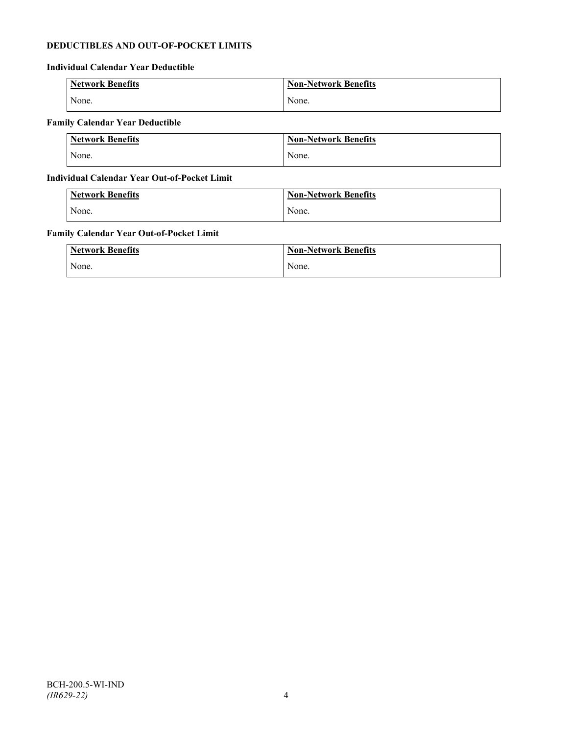**DEDUCTIBLES AND OUT-OF-POCKET LIMITS**

**Individual Calendar Year Deductible**

| Network Benefits | Non-Network Benefits |
| --- | --- |
| None. | None. |

**Family Calendar Year Deductible**

| Network Benefits | Non-Network Benefits |
| --- | --- |
| None. | None. |

**Individual Calendar Year Out-of-Pocket Limit**

| Network Benefits | Non-Network Benefits |
| --- | --- |
| None. | None. |

**Family Calendar Year Out-of-Pocket Limit**

| Network Benefits | Non-Network Benefits |
| --- | --- |
| None. | None. |

BCH-200.5-WI-IND
*(IR629-22)*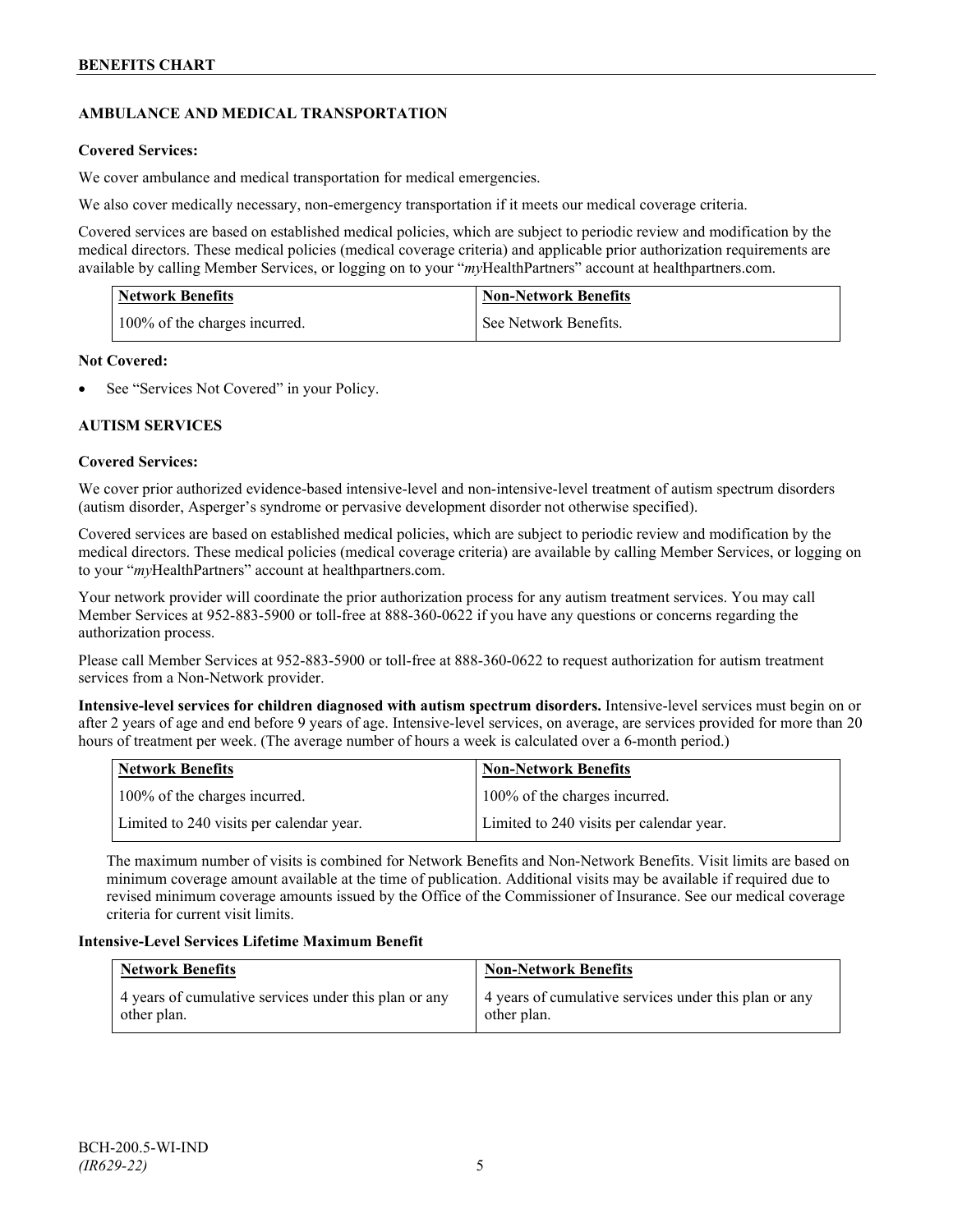## AMBULANCE AND MEDICAL TRANSPORTATION

**Covered Services:**

We cover ambulance and medical transportation for medical emergencies.

We also cover medically necessary, non-emergency transportation if it meets our medical coverage criteria.

Covered services are based on established medical policies, which are subject to periodic review and modification by the medical directors. These medical policies (medical coverage criteria) and applicable prior authorization requirements are available by calling Member Services, or logging on to your "*my*HealthPartners" account at healthpartners.com.

| Network Benefits | Non-Network Benefits |
| --- | --- |
| 100% of the charges incurred. | See Network Benefits. |

**Not Covered:**

- See "Services Not Covered" in your Policy.

## AUTISM SERVICES

**Covered Services:**

We cover prior authorized evidence-based intensive-level and non-intensive-level treatment of autism spectrum disorders (autism disorder, Asperger's syndrome or pervasive development disorder not otherwise specified).

Covered services are based on established medical policies, which are subject to periodic review and modification by the medical directors. These medical policies (medical coverage criteria) are available by calling Member Services, or logging on to your "*my*HealthPartners" account at healthpartners.com.

Your network provider will coordinate the prior authorization process for any autism treatment services. You may call Member Services at 952-883-5900 or toll-free at 888-360-0622 if you have any questions or concerns regarding the authorization process.

Please call Member Services at 952-883-5900 or toll-free at 888-360-0622 to request authorization for autism treatment services from a Non-Network provider.

**Intensive-level services for children diagnosed with autism spectrum disorders.** Intensive-level services must begin on or after 2 years of age and end before 9 years of age. Intensive-level services, on average, are services provided for more than 20 hours of treatment per week. (The average number of hours a week is calculated over a 6-month period.)

| Network Benefits | Non-Network Benefits |
| --- | --- |
| 100% of the charges incurred. | 100% of the charges incurred. |
| Limited to 240 visits per calendar year. | Limited to 240 visits per calendar year. |

The maximum number of visits is combined for Network Benefits and Non-Network Benefits. Visit limits are based on minimum coverage amount available at the time of publication. Additional visits may be available if required due to revised minimum coverage amounts issued by the Office of the Commissioner of Insurance. See our medical coverage criteria for current visit limits.

**Intensive-Level Services Lifetime Maximum Benefit**

| Network Benefits | Non-Network Benefits |
| --- | --- |
| 4 years of cumulative services under this plan or any other plan. | 4 years of cumulative services under this plan or any other plan. |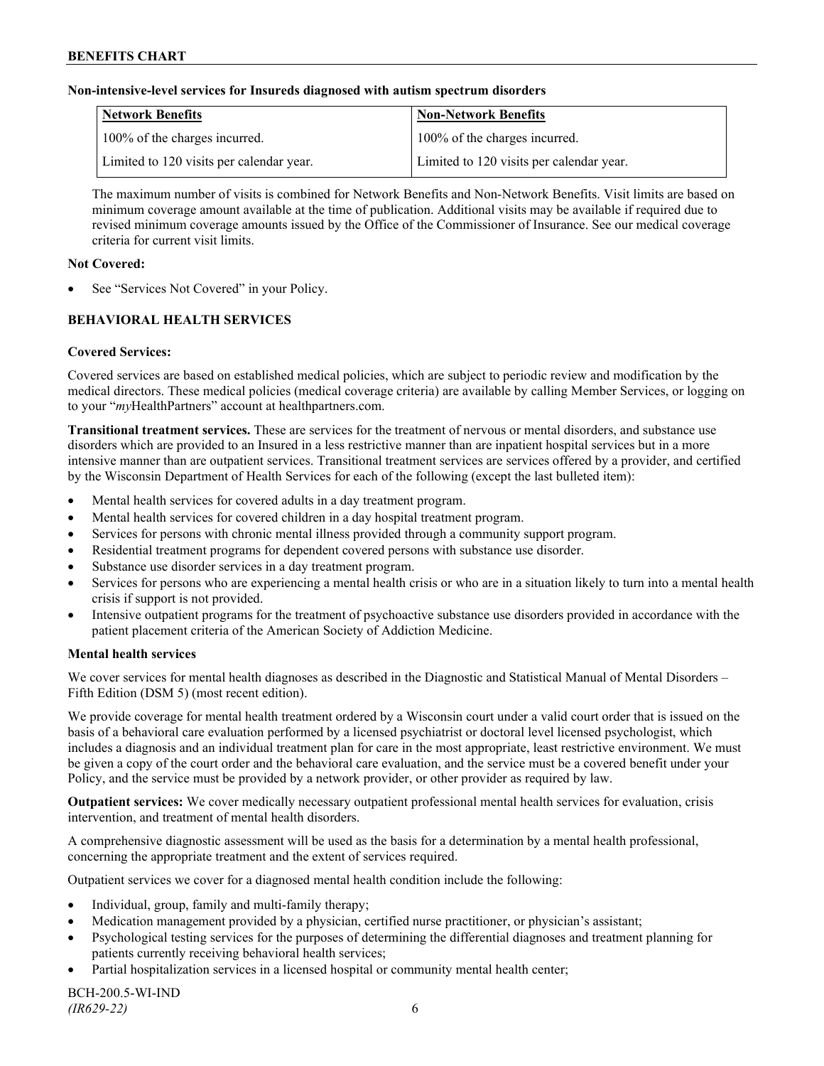**Non-intensive-level services for Insureds diagnosed with autism spectrum disorders**

| Network Benefits | Non-Network Benefits |
|---|---|
| 100% of the charges incurred. | 100% of the charges incurred. |
| Limited to 120 visits per calendar year. | Limited to 120 visits per calendar year. |

The maximum number of visits is combined for Network Benefits and Non-Network Benefits. Visit limits are based on minimum coverage amount available at the time of publication. Additional visits may be available if required due to revised minimum coverage amounts issued by the Office of the Commissioner of Insurance. See our medical coverage criteria for current visit limits.

**Not Covered:**

- See "Services Not Covered" in your Policy.

## BEHAVIORAL HEALTH SERVICES

**Covered Services:**

Covered services are based on established medical policies, which are subject to periodic review and modification by the medical directors. These medical policies (medical coverage criteria) are available by calling Member Services, or logging on to your "*my*HealthPartners" account at healthpartners.com.

**Transitional treatment services.** These are services for the treatment of nervous or mental disorders, and substance use disorders which are provided to an Insured in a less restrictive manner than are inpatient hospital services but in a more intensive manner than are outpatient services. Transitional treatment services are services offered by a provider, and certified by the Wisconsin Department of Health Services for each of the following (except the last bulleted item):

- Mental health services for covered adults in a day treatment program.
- Mental health services for covered children in a day hospital treatment program.
- Services for persons with chronic mental illness provided through a community support program.
- Residential treatment programs for dependent covered persons with substance use disorder.
- Substance use disorder services in a day treatment program.
- Services for persons who are experiencing a mental health crisis or who are in a situation likely to turn into a mental health crisis if support is not provided.
- Intensive outpatient programs for the treatment of psychoactive substance use disorders provided in accordance with the patient placement criteria of the American Society of Addiction Medicine.

**Mental health services**

We cover services for mental health diagnoses as described in the Diagnostic and Statistical Manual of Mental Disorders – Fifth Edition (DSM 5) (most recent edition).

We provide coverage for mental health treatment ordered by a Wisconsin court under a valid court order that is issued on the basis of a behavioral care evaluation performed by a licensed psychiatrist or doctoral level licensed psychologist, which includes a diagnosis and an individual treatment plan for care in the most appropriate, least restrictive environment. We must be given a copy of the court order and the behavioral care evaluation, and the service must be a covered benefit under your Policy, and the service must be provided by a network provider, or other provider as required by law.

**Outpatient services:** We cover medically necessary outpatient professional mental health services for evaluation, crisis intervention, and treatment of mental health disorders.

A comprehensive diagnostic assessment will be used as the basis for a determination by a mental health professional, concerning the appropriate treatment and the extent of services required.

Outpatient services we cover for a diagnosed mental health condition include the following:

- Individual, group, family and multi-family therapy;
- Medication management provided by a physician, certified nurse practitioner, or physician's assistant;
- Psychological testing services for the purposes of determining the differential diagnoses and treatment planning for patients currently receiving behavioral health services;
- Partial hospitalization services in a licensed hospital or community mental health center;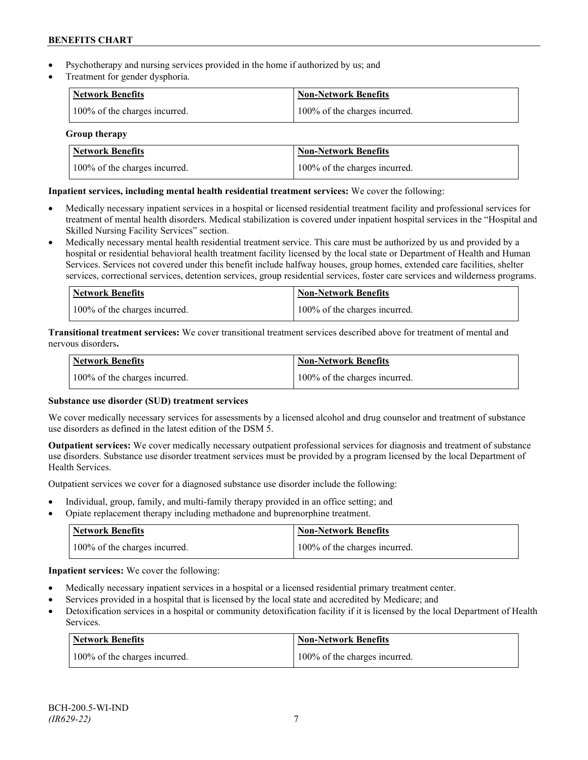- Psychotherapy and nursing services provided in the home if authorized by us; and
- Treatment for gender dysphoria.

| Network Benefits | Non-Network Benefits |
|---|---|
| 100% of the charges incurred. | 100% of the charges incurred. |

**Group therapy**

| Network Benefits | Non-Network Benefits |
|---|---|
| 100% of the charges incurred. | 100% of the charges incurred. |

**Inpatient services, including mental health residential treatment services:** We cover the following:

- Medically necessary inpatient services in a hospital or licensed residential treatment facility and professional services for treatment of mental health disorders. Medical stabilization is covered under inpatient hospital services in the "Hospital and Skilled Nursing Facility Services" section.
- Medically necessary mental health residential treatment service. This care must be authorized by us and provided by a hospital or residential behavioral health treatment facility licensed by the local state or Department of Health and Human Services. Services not covered under this benefit include halfway houses, group homes, extended care facilities, shelter services, correctional services, detention services, group residential services, foster care services and wilderness programs.

| Network Benefits | Non-Network Benefits |
|---|---|
| 100% of the charges incurred. | 100% of the charges incurred. |

**Transitional treatment services:** We cover transitional treatment services described above for treatment of mental and nervous disorders**.**

| Network Benefits | Non-Network Benefits |
|---|---|
| 100% of the charges incurred. | 100% of the charges incurred. |

**Substance use disorder (SUD) treatment services**

We cover medically necessary services for assessments by a licensed alcohol and drug counselor and treatment of substance use disorders as defined in the latest edition of the DSM 5.

**Outpatient services:** We cover medically necessary outpatient professional services for diagnosis and treatment of substance use disorders. Substance use disorder treatment services must be provided by a program licensed by the local Department of Health Services.

Outpatient services we cover for a diagnosed substance use disorder include the following:

- Individual, group, family, and multi-family therapy provided in an office setting; and
- Opiate replacement therapy including methadone and buprenorphine treatment.

| Network Benefits | Non-Network Benefits |
|---|---|
| 100% of the charges incurred. | 100% of the charges incurred. |

**Inpatient services:** We cover the following:

- Medically necessary inpatient services in a hospital or a licensed residential primary treatment center.
- Services provided in a hospital that is licensed by the local state and accredited by Medicare; and
- Detoxification services in a hospital or community detoxification facility if it is licensed by the local Department of Health Services.

| Network Benefits | Non-Network Benefits |
|---|---|
| 100% of the charges incurred. | 100% of the charges incurred. |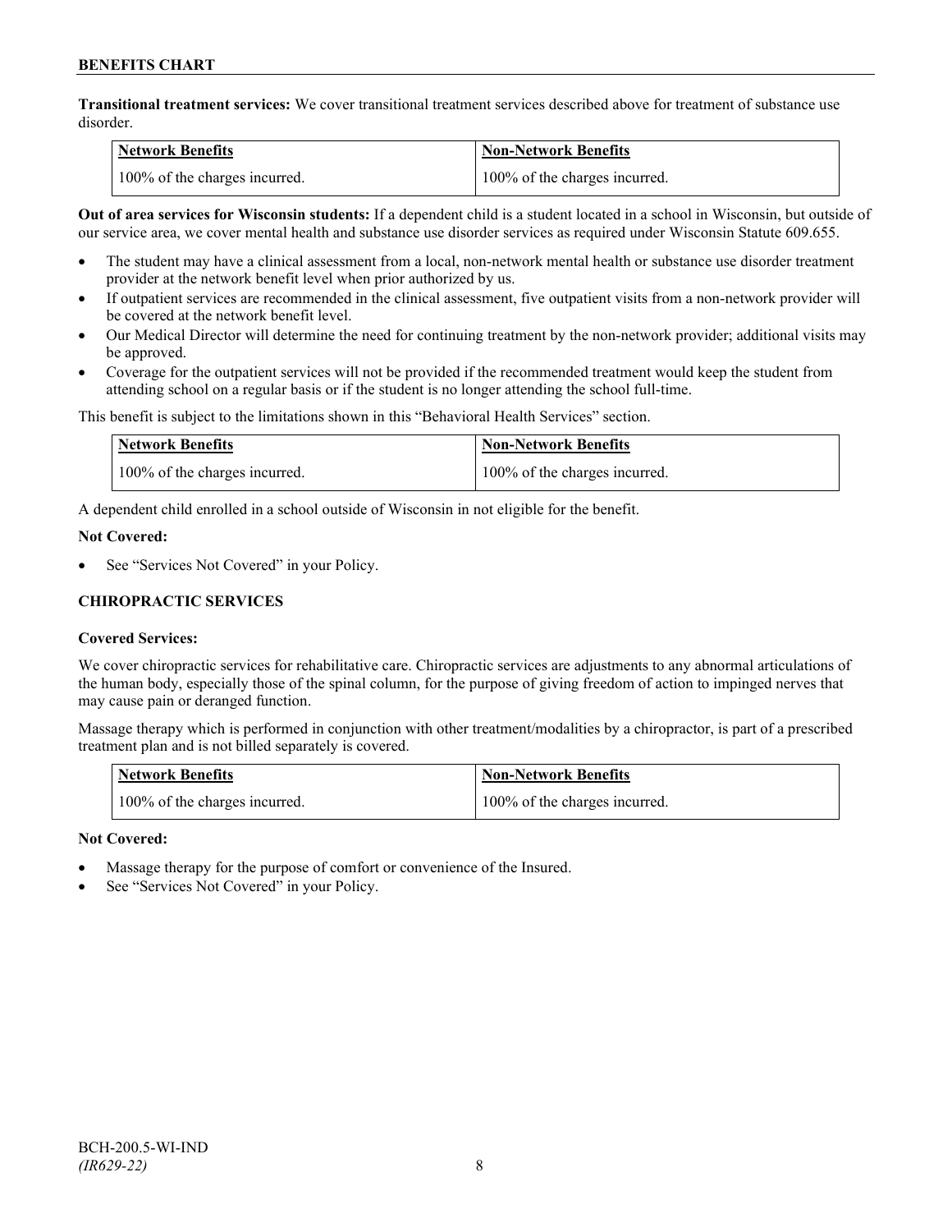**Transitional treatment services:** We cover transitional treatment services described above for treatment of substance use disorder.

| Network Benefits | Non-Network Benefits |
| --- | --- |
| 100% of the charges incurred. | 100% of the charges incurred. |

**Out of area services for Wisconsin students:** If a dependent child is a student located in a school in Wisconsin, but outside of our service area, we cover mental health and substance use disorder services as required under Wisconsin Statute 609.655.

- The student may have a clinical assessment from a local, non-network mental health or substance use disorder treatment provider at the network benefit level when prior authorized by us.
- If outpatient services are recommended in the clinical assessment, five outpatient visits from a non-network provider will be covered at the network benefit level.
- Our Medical Director will determine the need for continuing treatment by the non-network provider; additional visits may be approved.
- Coverage for the outpatient services will not be provided if the recommended treatment would keep the student from attending school on a regular basis or if the student is no longer attending the school full-time.

This benefit is subject to the limitations shown in this "Behavioral Health Services" section.

| Network Benefits | Non-Network Benefits |
| --- | --- |
| 100% of the charges incurred. | 100% of the charges incurred. |

A dependent child enrolled in a school outside of Wisconsin in not eligible for the benefit.

**Not Covered:**

- See "Services Not Covered" in your Policy.

## CHIROPRACTIC SERVICES

**Covered Services:**

We cover chiropractic services for rehabilitative care. Chiropractic services are adjustments to any abnormal articulations of the human body, especially those of the spinal column, for the purpose of giving freedom of action to impinged nerves that may cause pain or deranged function.

Massage therapy which is performed in conjunction with other treatment/modalities by a chiropractor, is part of a prescribed treatment plan and is not billed separately is covered.

| Network Benefits | Non-Network Benefits |
| --- | --- |
| 100% of the charges incurred. | 100% of the charges incurred. |

**Not Covered:**

- Massage therapy for the purpose of comfort or convenience of the Insured.
- See "Services Not Covered" in your Policy.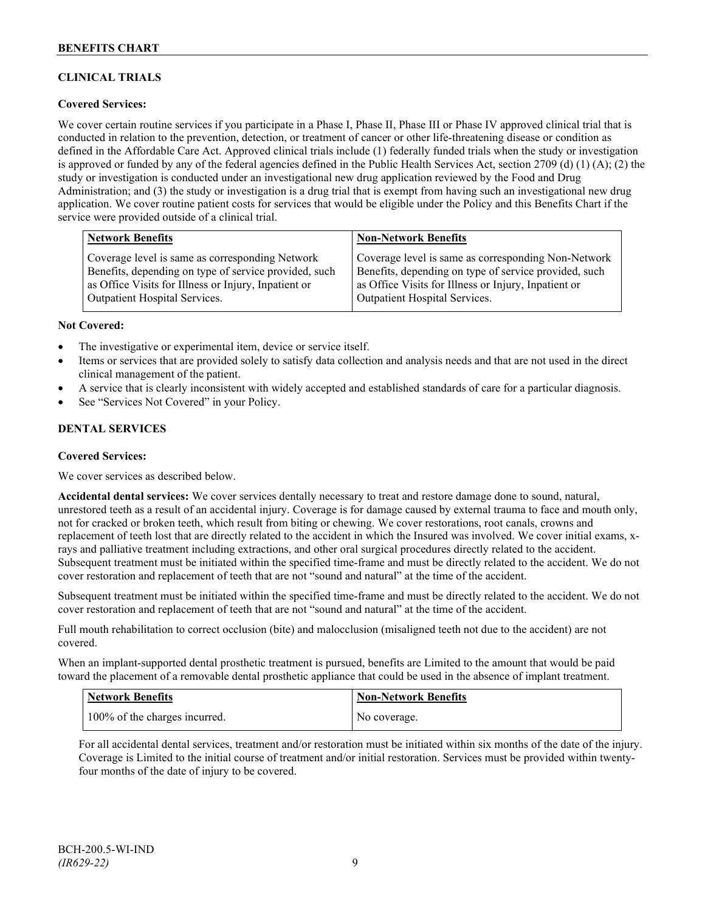## CLINICAL TRIALS

**Covered Services:**

We cover certain routine services if you participate in a Phase I, Phase II, Phase III or Phase IV approved clinical trial that is conducted in relation to the prevention, detection, or treatment of cancer or other life-threatening disease or condition as defined in the Affordable Care Act. Approved clinical trials include (1) federally funded trials when the study or investigation is approved or funded by any of the federal agencies defined in the Public Health Services Act, section 2709 (d) (1) (A); (2) the study or investigation is conducted under an investigational new drug application reviewed by the Food and Drug Administration; and (3) the study or investigation is a drug trial that is exempt from having such an investigational new drug application. We cover routine patient costs for services that would be eligible under the Policy and this Benefits Chart if the service were provided outside of a clinical trial.

| Network Benefits | Non-Network Benefits |
|---|---|
| Coverage level is same as corresponding Network Benefits, depending on type of service provided, such as Office Visits for Illness or Injury, Inpatient or Outpatient Hospital Services. | Coverage level is same as corresponding Non-Network Benefits, depending on type of service provided, such as Office Visits for Illness or Injury, Inpatient or Outpatient Hospital Services. |

**Not Covered:**

- The investigative or experimental item, device or service itself.
- Items or services that are provided solely to satisfy data collection and analysis needs and that are not used in the direct clinical management of the patient.
- A service that is clearly inconsistent with widely accepted and established standards of care for a particular diagnosis.
- See "Services Not Covered" in your Policy.

## DENTAL SERVICES

**Covered Services:**

We cover services as described below.

**Accidental dental services:** We cover services dentally necessary to treat and restore damage done to sound, natural, unrestored teeth as a result of an accidental injury. Coverage is for damage caused by external trauma to face and mouth only, not for cracked or broken teeth, which result from biting or chewing. We cover restorations, root canals, crowns and replacement of teeth lost that are directly related to the accident in which the Insured was involved. We cover initial exams, x-rays and palliative treatment including extractions, and other oral surgical procedures directly related to the accident. Subsequent treatment must be initiated within the specified time-frame and must be directly related to the accident. We do not cover restoration and replacement of teeth that are not "sound and natural" at the time of the accident.

Subsequent treatment must be initiated within the specified time-frame and must be directly related to the accident. We do not cover restoration and replacement of teeth that are not "sound and natural" at the time of the accident.

Full mouth rehabilitation to correct occlusion (bite) and malocclusion (misaligned teeth not due to the accident) are not covered.

When an implant-supported dental prosthetic treatment is pursued, benefits are Limited to the amount that would be paid toward the placement of a removable dental prosthetic appliance that could be used in the absence of implant treatment.

| Network Benefits | Non-Network Benefits |
|---|---|
| 100% of the charges incurred. | No coverage. |

For all accidental dental services, treatment and/or restoration must be initiated within six months of the date of the injury. Coverage is Limited to the initial course of treatment and/or initial restoration. Services must be provided within twenty-four months of the date of injury to be covered.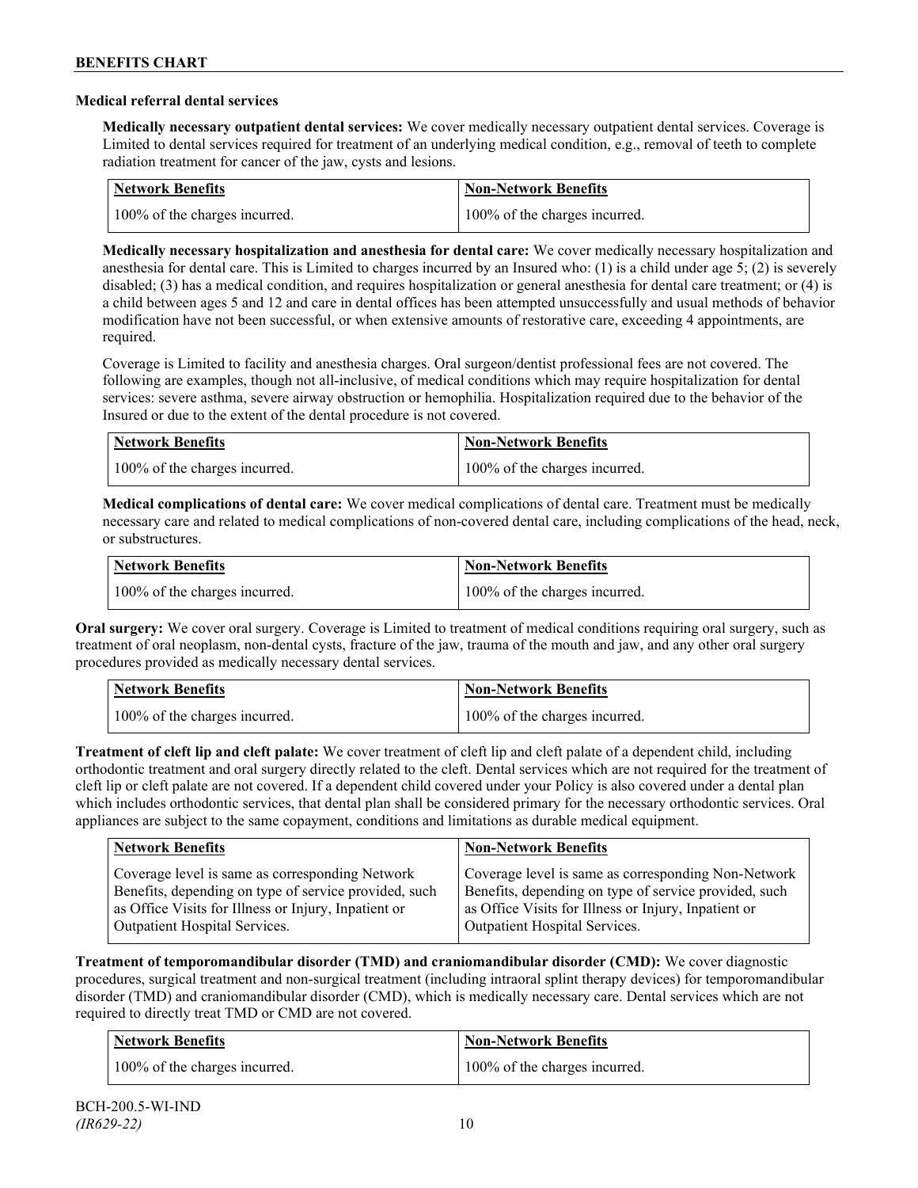### Medical referral dental services

**Medically necessary outpatient dental services:** We cover medically necessary outpatient dental services. Coverage is Limited to dental services required for treatment of an underlying medical condition, e.g., removal of teeth to complete radiation treatment for cancer of the jaw, cysts and lesions.

| Network Benefits | Non-Network Benefits |
|---|---|
| 100% of the charges incurred. | 100% of the charges incurred. |

**Medically necessary hospitalization and anesthesia for dental care:** We cover medically necessary hospitalization and anesthesia for dental care. This is Limited to charges incurred by an Insured who: (1) is a child under age 5; (2) is severely disabled; (3) has a medical condition, and requires hospitalization or general anesthesia for dental care treatment; or (4) is a child between ages 5 and 12 and care in dental offices has been attempted unsuccessfully and usual methods of behavior modification have not been successful, or when extensive amounts of restorative care, exceeding 4 appointments, are required.

Coverage is Limited to facility and anesthesia charges. Oral surgeon/dentist professional fees are not covered. The following are examples, though not all-inclusive, of medical conditions which may require hospitalization for dental services: severe asthma, severe airway obstruction or hemophilia. Hospitalization required due to the behavior of the Insured or due to the extent of the dental procedure is not covered.

| Network Benefits | Non-Network Benefits |
|---|---|
| 100% of the charges incurred. | 100% of the charges incurred. |

**Medical complications of dental care:** We cover medical complications of dental care. Treatment must be medically necessary care and related to medical complications of non-covered dental care, including complications of the head, neck, or substructures.

| Network Benefits | Non-Network Benefits |
|---|---|
| 100% of the charges incurred. | 100% of the charges incurred. |

**Oral surgery:** We cover oral surgery. Coverage is Limited to treatment of medical conditions requiring oral surgery, such as treatment of oral neoplasm, non-dental cysts, fracture of the jaw, trauma of the mouth and jaw, and any other oral surgery procedures provided as medically necessary dental services.

| Network Benefits | Non-Network Benefits |
|---|---|
| 100% of the charges incurred. | 100% of the charges incurred. |

**Treatment of cleft lip and cleft palate:** We cover treatment of cleft lip and cleft palate of a dependent child, including orthodontic treatment and oral surgery directly related to the cleft. Dental services which are not required for the treatment of cleft lip or cleft palate are not covered. If a dependent child covered under your Policy is also covered under a dental plan which includes orthodontic services, that dental plan shall be considered primary for the necessary orthodontic services. Oral appliances are subject to the same copayment, conditions and limitations as durable medical equipment.

| Network Benefits | Non-Network Benefits |
|---|---|
| Coverage level is same as corresponding Network Benefits, depending on type of service provided, such as Office Visits for Illness or Injury, Inpatient or Outpatient Hospital Services. | Coverage level is same as corresponding Non-Network Benefits, depending on type of service provided, such as Office Visits for Illness or Injury, Inpatient or Outpatient Hospital Services. |

**Treatment of temporomandibular disorder (TMD) and craniomandibular disorder (CMD):** We cover diagnostic procedures, surgical treatment and non-surgical treatment (including intraoral splint therapy devices) for temporomandibular disorder (TMD) and craniomandibular disorder (CMD), which is medically necessary care. Dental services which are not required to directly treat TMD or CMD are not covered.

| Network Benefits | Non-Network Benefits |
|---|---|
| 100% of the charges incurred. | 100% of the charges incurred. |

BCH-200.5-WI-IND
*(IR629-22)*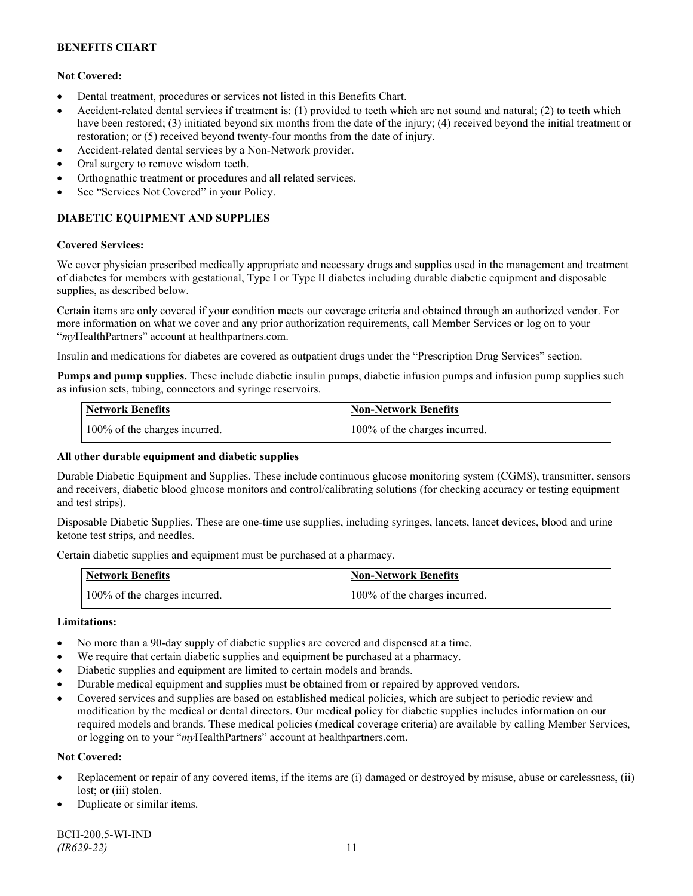**Not Covered:**

- Dental treatment, procedures or services not listed in this Benefits Chart.
- Accident-related dental services if treatment is: (1) provided to teeth which are not sound and natural; (2) to teeth which have been restored; (3) initiated beyond six months from the date of the injury; (4) received beyond the initial treatment or restoration; or (5) received beyond twenty-four months from the date of injury.
- Accident-related dental services by a Non-Network provider.
- Oral surgery to remove wisdom teeth.
- Orthognathic treatment or procedures and all related services.
- See "Services Not Covered" in your Policy.

## DIABETIC EQUIPMENT AND SUPPLIES

**Covered Services:**

We cover physician prescribed medically appropriate and necessary drugs and supplies used in the management and treatment of diabetes for members with gestational, Type I or Type II diabetes including durable diabetic equipment and disposable supplies, as described below.

Certain items are only covered if your condition meets our coverage criteria and obtained through an authorized vendor. For more information on what we cover and any prior authorization requirements, call Member Services or log on to your "*my*HealthPartners" account at healthpartners.com.

Insulin and medications for diabetes are covered as outpatient drugs under the "Prescription Drug Services" section.

**Pumps and pump supplies.** These include diabetic insulin pumps, diabetic infusion pumps and infusion pump supplies such as infusion sets, tubing, connectors and syringe reservoirs.

| Network Benefits | Non-Network Benefits |
|---|---|
| 100% of the charges incurred. | 100% of the charges incurred. |

**All other durable equipment and diabetic supplies**

Durable Diabetic Equipment and Supplies. These include continuous glucose monitoring system (CGMS), transmitter, sensors and receivers, diabetic blood glucose monitors and control/calibrating solutions (for checking accuracy or testing equipment and test strips).

Disposable Diabetic Supplies. These are one-time use supplies, including syringes, lancets, lancet devices, blood and urine ketone test strips, and needles.

Certain diabetic supplies and equipment must be purchased at a pharmacy.

| Network Benefits | Non-Network Benefits |
|---|---|
| 100% of the charges incurred. | 100% of the charges incurred. |

**Limitations:**

- No more than a 90-day supply of diabetic supplies are covered and dispensed at a time.
- We require that certain diabetic supplies and equipment be purchased at a pharmacy.
- Diabetic supplies and equipment are limited to certain models and brands.
- Durable medical equipment and supplies must be obtained from or repaired by approved vendors.
- Covered services and supplies are based on established medical policies, which are subject to periodic review and modification by the medical or dental directors. Our medical policy for diabetic supplies includes information on our required models and brands. These medical policies (medical coverage criteria) are available by calling Member Services, or logging on to your "*my*HealthPartners" account at healthpartners.com.

**Not Covered:**

- Replacement or repair of any covered items, if the items are (i) damaged or destroyed by misuse, abuse or carelessness, (ii) lost; or (iii) stolen.
- Duplicate or similar items.

BCH-200.5-WI-IND
*(IR629-22)*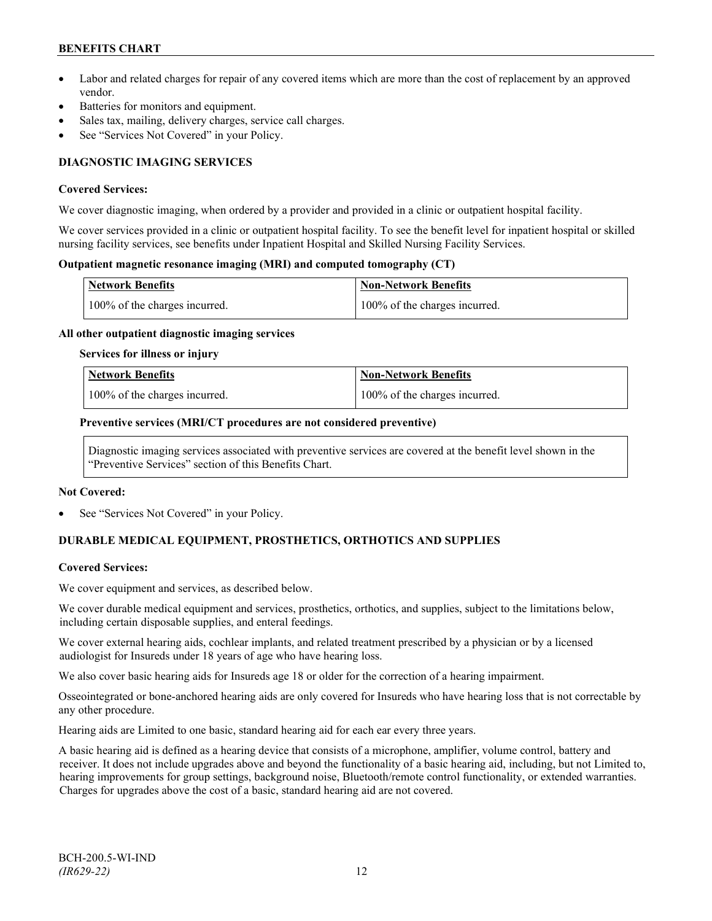- Labor and related charges for repair of any covered items which are more than the cost of replacement by an approved vendor.
- Batteries for monitors and equipment.
- Sales tax, mailing, delivery charges, service call charges.
- See "Services Not Covered" in your Policy.

## DIAGNOSTIC IMAGING SERVICES

**Covered Services:**

We cover diagnostic imaging, when ordered by a provider and provided in a clinic or outpatient hospital facility.

We cover services provided in a clinic or outpatient hospital facility. To see the benefit level for inpatient hospital or skilled nursing facility services, see benefits under Inpatient Hospital and Skilled Nursing Facility Services.

**Outpatient magnetic resonance imaging (MRI) and computed tomography (CT)**

| Network Benefits | Non-Network Benefits |
|---|---|
| 100% of the charges incurred. | 100% of the charges incurred. |

**All other outpatient diagnostic imaging services**

**Services for illness or injury**

| Network Benefits | Non-Network Benefits |
|---|---|
| 100% of the charges incurred. | 100% of the charges incurred. |

**Preventive services (MRI/CT procedures are not considered preventive)**

Diagnostic imaging services associated with preventive services are covered at the benefit level shown in the "Preventive Services" section of this Benefits Chart.

**Not Covered:**

- See "Services Not Covered" in your Policy.

## DURABLE MEDICAL EQUIPMENT, PROSTHETICS, ORTHOTICS AND SUPPLIES

**Covered Services:**

We cover equipment and services, as described below.

We cover durable medical equipment and services, prosthetics, orthotics, and supplies, subject to the limitations below, including certain disposable supplies, and enteral feedings.

We cover external hearing aids, cochlear implants, and related treatment prescribed by a physician or by a licensed audiologist for Insureds under 18 years of age who have hearing loss.

We also cover basic hearing aids for Insureds age 18 or older for the correction of a hearing impairment.

Osseointegrated or bone-anchored hearing aids are only covered for Insureds who have hearing loss that is not correctable by any other procedure.

Hearing aids are Limited to one basic, standard hearing aid for each ear every three years.

A basic hearing aid is defined as a hearing device that consists of a microphone, amplifier, volume control, battery and receiver. It does not include upgrades above and beyond the functionality of a basic hearing aid, including, but not Limited to, hearing improvements for group settings, background noise, Bluetooth/remote control functionality, or extended warranties. Charges for upgrades above the cost of a basic, standard hearing aid are not covered.

BCH-200.5-WI-IND
*(IR629-22)*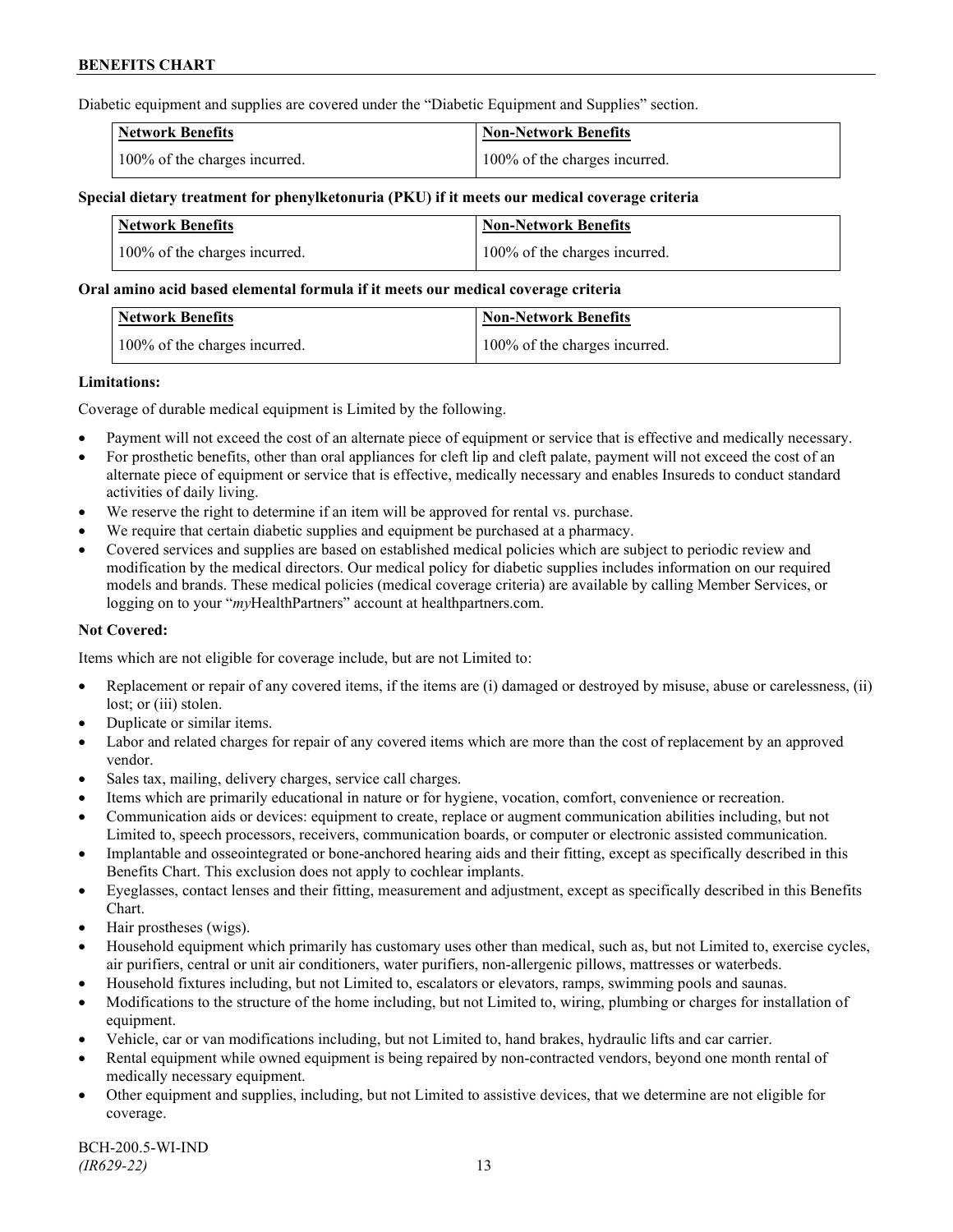Diabetic equipment and supplies are covered under the "Diabetic Equipment and Supplies" section.

| Network Benefits | Non-Network Benefits |
|---|---|
| 100% of the charges incurred. | 100% of the charges incurred. |

**Special dietary treatment for phenylketonuria (PKU) if it meets our medical coverage criteria**

| Network Benefits | Non-Network Benefits |
|---|---|
| 100% of the charges incurred. | 100% of the charges incurred. |

**Oral amino acid based elemental formula if it meets our medical coverage criteria**

| Network Benefits | Non-Network Benefits |
|---|---|
| 100% of the charges incurred. | 100% of the charges incurred. |

**Limitations:**

Coverage of durable medical equipment is Limited by the following.

- Payment will not exceed the cost of an alternate piece of equipment or service that is effective and medically necessary.
- For prosthetic benefits, other than oral appliances for cleft lip and cleft palate, payment will not exceed the cost of an alternate piece of equipment or service that is effective, medically necessary and enables Insureds to conduct standard activities of daily living.
- We reserve the right to determine if an item will be approved for rental vs. purchase.
- We require that certain diabetic supplies and equipment be purchased at a pharmacy.
- Covered services and supplies are based on established medical policies which are subject to periodic review and modification by the medical directors. Our medical policy for diabetic supplies includes information on our required models and brands. These medical policies (medical coverage criteria) are available by calling Member Services, or logging on to your "*my*HealthPartners" account at healthpartners.com.

**Not Covered:**

Items which are not eligible for coverage include, but are not Limited to:

- Replacement or repair of any covered items, if the items are (i) damaged or destroyed by misuse, abuse or carelessness, (ii) lost; or (iii) stolen.
- Duplicate or similar items.
- Labor and related charges for repair of any covered items which are more than the cost of replacement by an approved vendor.
- Sales tax, mailing, delivery charges, service call charges.
- Items which are primarily educational in nature or for hygiene, vocation, comfort, convenience or recreation.
- Communication aids or devices: equipment to create, replace or augment communication abilities including, but not Limited to, speech processors, receivers, communication boards, or computer or electronic assisted communication.
- Implantable and osseointegrated or bone-anchored hearing aids and their fitting, except as specifically described in this Benefits Chart. This exclusion does not apply to cochlear implants.
- Eyeglasses, contact lenses and their fitting, measurement and adjustment, except as specifically described in this Benefits Chart.
- Hair prostheses (wigs).
- Household equipment which primarily has customary uses other than medical, such as, but not Limited to, exercise cycles, air purifiers, central or unit air conditioners, water purifiers, non-allergenic pillows, mattresses or waterbeds.
- Household fixtures including, but not Limited to, escalators or elevators, ramps, swimming pools and saunas.
- Modifications to the structure of the home including, but not Limited to, wiring, plumbing or charges for installation of equipment.
- Vehicle, car or van modifications including, but not Limited to, hand brakes, hydraulic lifts and car carrier.
- Rental equipment while owned equipment is being repaired by non-contracted vendors, beyond one month rental of medically necessary equipment.
- Other equipment and supplies, including, but not Limited to assistive devices, that we determine are not eligible for coverage.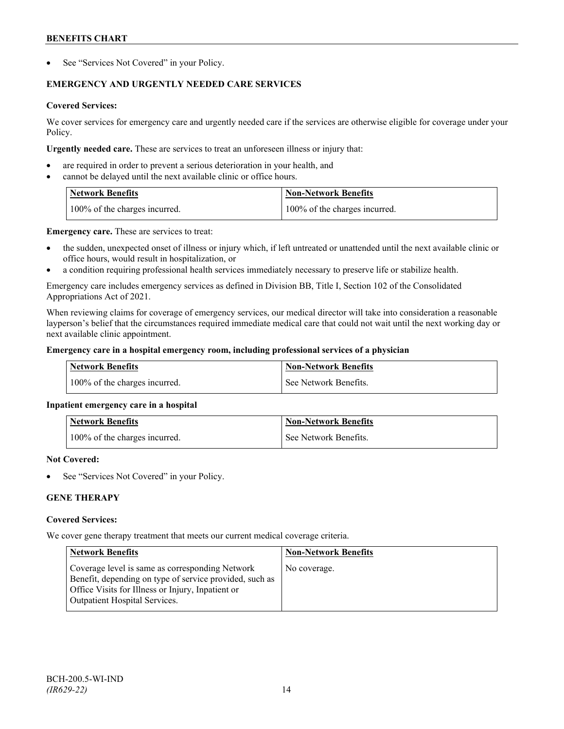- See "Services Not Covered" in your Policy.

### EMERGENCY AND URGENTLY NEEDED CARE SERVICES

**Covered Services:**

We cover services for emergency care and urgently needed care if the services are otherwise eligible for coverage under your Policy.

**Urgently needed care.** These are services to treat an unforeseen illness or injury that:

- are required in order to prevent a serious deterioration in your health, and
- cannot be delayed until the next available clinic or office hours.

| Network Benefits | Non-Network Benefits |
|---|---|
| 100% of the charges incurred. | 100% of the charges incurred. |

**Emergency care.** These are services to treat:

- the sudden, unexpected onset of illness or injury which, if left untreated or unattended until the next available clinic or office hours, would result in hospitalization, or
- a condition requiring professional health services immediately necessary to preserve life or stabilize health.

Emergency care includes emergency services as defined in Division BB, Title I, Section 102 of the Consolidated Appropriations Act of 2021.

When reviewing claims for coverage of emergency services, our medical director will take into consideration a reasonable layperson's belief that the circumstances required immediate medical care that could not wait until the next working day or next available clinic appointment.

**Emergency care in a hospital emergency room, including professional services of a physician**

| Network Benefits | Non-Network Benefits |
|---|---|
| 100% of the charges incurred. | See Network Benefits. |

**Inpatient emergency care in a hospital**

| Network Benefits | Non-Network Benefits |
|---|---|
| 100% of the charges incurred. | See Network Benefits. |

**Not Covered:**

- See "Services Not Covered" in your Policy.

### GENE THERAPY

**Covered Services:**

We cover gene therapy treatment that meets our current medical coverage criteria.

| Network Benefits | Non-Network Benefits |
|---|---|
| Coverage level is same as corresponding Network Benefit, depending on type of service provided, such as Office Visits for Illness or Injury, Inpatient or Outpatient Hospital Services. | No coverage. |

BCH-200.5-WI-IND
*(IR629-22)*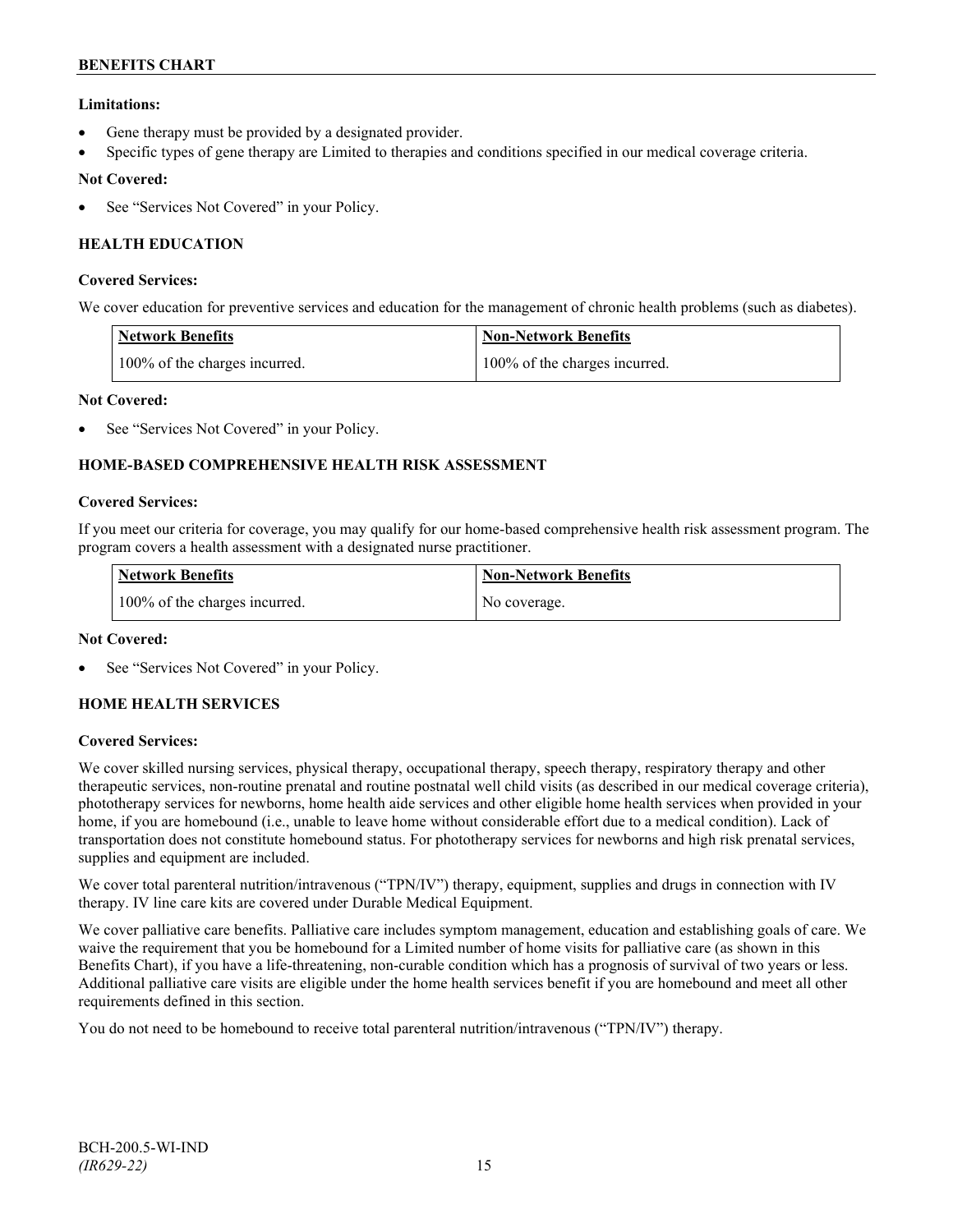**Limitations:**

- Gene therapy must be provided by a designated provider.
- Specific types of gene therapy are Limited to therapies and conditions specified in our medical coverage criteria.

**Not Covered:**

- See "Services Not Covered" in your Policy.

## HEALTH EDUCATION

**Covered Services:**

We cover education for preventive services and education for the management of chronic health problems (such as diabetes).

| Network Benefits | Non-Network Benefits |
|---|---|
| 100% of the charges incurred. | 100% of the charges incurred. |

**Not Covered:**

- See "Services Not Covered" in your Policy.

## HOME-BASED COMPREHENSIVE HEALTH RISK ASSESSMENT

**Covered Services:**

If you meet our criteria for coverage, you may qualify for our home-based comprehensive health risk assessment program. The program covers a health assessment with a designated nurse practitioner.

| Network Benefits | Non-Network Benefits |
|---|---|
| 100% of the charges incurred. | No coverage. |

**Not Covered:**

- See "Services Not Covered" in your Policy.

## HOME HEALTH SERVICES

**Covered Services:**

We cover skilled nursing services, physical therapy, occupational therapy, speech therapy, respiratory therapy and other therapeutic services, non-routine prenatal and routine postnatal well child visits (as described in our medical coverage criteria), phototherapy services for newborns, home health aide services and other eligible home health services when provided in your home, if you are homebound (i.e., unable to leave home without considerable effort due to a medical condition). Lack of transportation does not constitute homebound status. For phototherapy services for newborns and high risk prenatal services, supplies and equipment are included.

We cover total parenteral nutrition/intravenous ("TPN/IV") therapy, equipment, supplies and drugs in connection with IV therapy. IV line care kits are covered under Durable Medical Equipment.

We cover palliative care benefits. Palliative care includes symptom management, education and establishing goals of care. We waive the requirement that you be homebound for a Limited number of home visits for palliative care (as shown in this Benefits Chart), if you have a life-threatening, non-curable condition which has a prognosis of survival of two years or less. Additional palliative care visits are eligible under the home health services benefit if you are homebound and meet all other requirements defined in this section.

You do not need to be homebound to receive total parenteral nutrition/intravenous ("TPN/IV") therapy.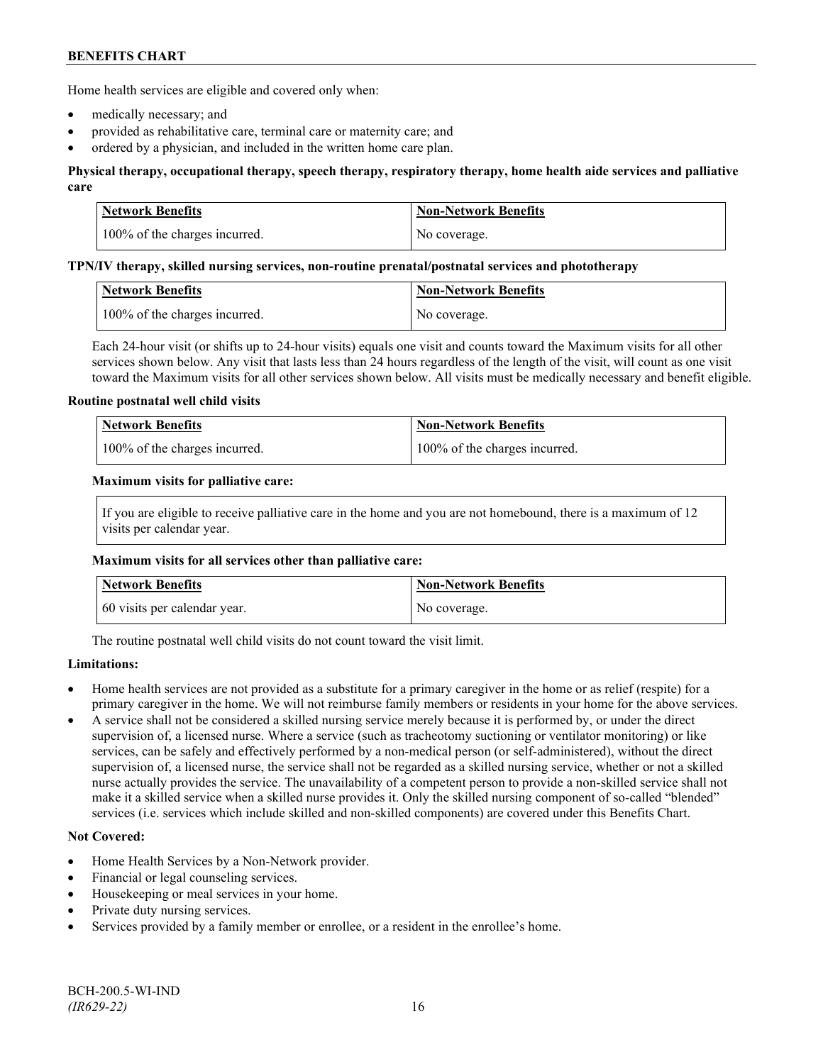Home health services are eligible and covered only when:

- medically necessary; and
- provided as rehabilitative care, terminal care or maternity care; and
- ordered by a physician, and included in the written home care plan.

**Physical therapy, occupational therapy, speech therapy, respiratory therapy, home health aide services and palliative care**

| Network Benefits | Non-Network Benefits |
|---|---|
| 100% of the charges incurred. | No coverage. |

**TPN/IV therapy, skilled nursing services, non-routine prenatal/postnatal services and phototherapy**

| Network Benefits | Non-Network Benefits |
|---|---|
| 100% of the charges incurred. | No coverage. |

Each 24-hour visit (or shifts up to 24-hour visits) equals one visit and counts toward the Maximum visits for all other services shown below. Any visit that lasts less than 24 hours regardless of the length of the visit, will count as one visit toward the Maximum visits for all other services shown below. All visits must be medically necessary and benefit eligible.

**Routine postnatal well child visits**

| Network Benefits | Non-Network Benefits |
|---|---|
| 100% of the charges incurred. | 100% of the charges incurred. |

**Maximum visits for palliative care:**

If you are eligible to receive palliative care in the home and you are not homebound, there is a maximum of 12 visits per calendar year.

**Maximum visits for all services other than palliative care:**

| Network Benefits | Non-Network Benefits |
|---|---|
| 60 visits per calendar year. | No coverage. |

The routine postnatal well child visits do not count toward the visit limit.

**Limitations:**

- Home health services are not provided as a substitute for a primary caregiver in the home or as relief (respite) for a primary caregiver in the home. We will not reimburse family members or residents in your home for the above services.
- A service shall not be considered a skilled nursing service merely because it is performed by, or under the direct supervision of, a licensed nurse. Where a service (such as tracheotomy suctioning or ventilator monitoring) or like services, can be safely and effectively performed by a non-medical person (or self-administered), without the direct supervision of, a licensed nurse, the service shall not be regarded as a skilled nursing service, whether or not a skilled nurse actually provides the service. The unavailability of a competent person to provide a non-skilled service shall not make it a skilled service when a skilled nurse provides it. Only the skilled nursing component of so-called "blended" services (i.e. services which include skilled and non-skilled components) are covered under this Benefits Chart.

**Not Covered:**

- Home Health Services by a Non-Network provider.
- Financial or legal counseling services.
- Housekeeping or meal services in your home.
- Private duty nursing services.
- Services provided by a family member or enrollee, or a resident in the enrollee's home.

BCH-200.5-WI-IND
*(IR629-22)*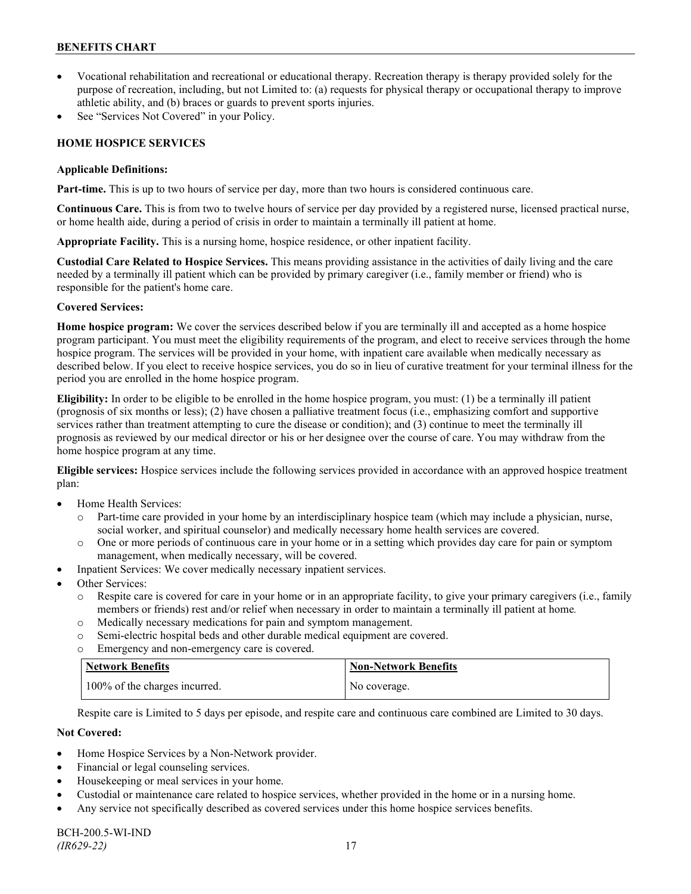- Vocational rehabilitation and recreational or educational therapy. Recreation therapy is therapy provided solely for the purpose of recreation, including, but not Limited to: (a) requests for physical therapy or occupational therapy to improve athletic ability, and (b) braces or guards to prevent sports injuries.
- See "Services Not Covered" in your Policy.

## HOME HOSPICE SERVICES

**Applicable Definitions:**

**Part-time.** This is up to two hours of service per day, more than two hours is considered continuous care.

**Continuous Care.** This is from two to twelve hours of service per day provided by a registered nurse, licensed practical nurse, or home health aide, during a period of crisis in order to maintain a terminally ill patient at home.

**Appropriate Facility.** This is a nursing home, hospice residence, or other inpatient facility.

**Custodial Care Related to Hospice Services.** This means providing assistance in the activities of daily living and the care needed by a terminally ill patient which can be provided by primary caregiver (i.e., family member or friend) who is responsible for the patient's home care.

**Covered Services:**

**Home hospice program:** We cover the services described below if you are terminally ill and accepted as a home hospice program participant. You must meet the eligibility requirements of the program, and elect to receive services through the home hospice program. The services will be provided in your home, with inpatient care available when medically necessary as described below. If you elect to receive hospice services, you do so in lieu of curative treatment for your terminal illness for the period you are enrolled in the home hospice program.

**Eligibility:** In order to be eligible to be enrolled in the home hospice program, you must: (1) be a terminally ill patient (prognosis of six months or less); (2) have chosen a palliative treatment focus (i.e., emphasizing comfort and supportive services rather than treatment attempting to cure the disease or condition); and (3) continue to meet the terminally ill prognosis as reviewed by our medical director or his or her designee over the course of care. You may withdraw from the home hospice program at any time.

**Eligible services:** Hospice services include the following services provided in accordance with an approved hospice treatment plan:

- Home Health Services:
  - Part-time care provided in your home by an interdisciplinary hospice team (which may include a physician, nurse, social worker, and spiritual counselor) and medically necessary home health services are covered.
  - One or more periods of continuous care in your home or in a setting which provides day care for pain or symptom management, when medically necessary, will be covered.
- Inpatient Services: We cover medically necessary inpatient services.
- Other Services:
  - Respite care is covered for care in your home or in an appropriate facility, to give your primary caregivers (i.e., family members or friends) rest and/or relief when necessary in order to maintain a terminally ill patient at home.
  - Medically necessary medications for pain and symptom management.
  - Semi-electric hospital beds and other durable medical equipment are covered.
  - Emergency and non-emergency care is covered.

| Network Benefits | Non-Network Benefits |
| --- | --- |
| 100% of the charges incurred. | No coverage. |

Respite care is Limited to 5 days per episode, and respite care and continuous care combined are Limited to 30 days.

**Not Covered:**

- Home Hospice Services by a Non-Network provider.
- Financial or legal counseling services.
- Housekeeping or meal services in your home.
- Custodial or maintenance care related to hospice services, whether provided in the home or in a nursing home.
- Any service not specifically described as covered services under this home hospice services benefits.

BCH-200.5-WI-IND
*(IR629-22)*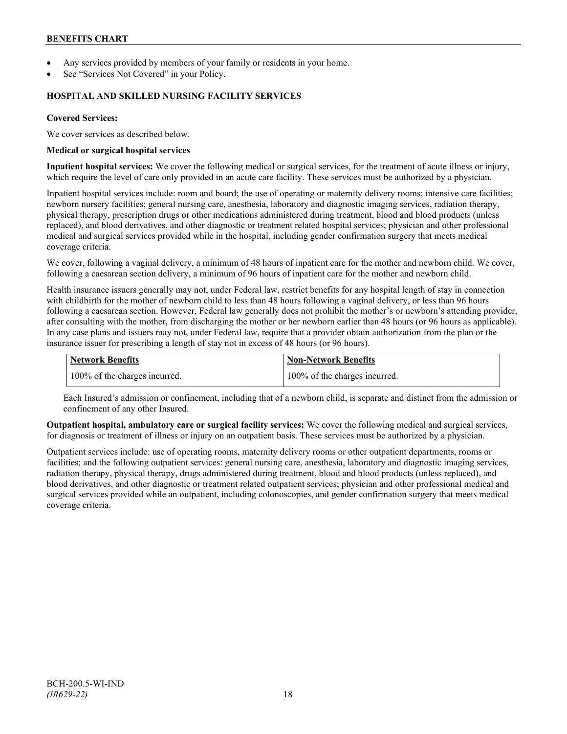- Any services provided by members of your family or residents in your home.
- See "Services Not Covered" in your Policy.

## HOSPITAL AND SKILLED NURSING FACILITY SERVICES

**Covered Services:**

We cover services as described below.

**Medical or surgical hospital services**

**Inpatient hospital services:** We cover the following medical or surgical services, for the treatment of acute illness or injury, which require the level of care only provided in an acute care facility. These services must be authorized by a physician.

Inpatient hospital services include: room and board; the use of operating or maternity delivery rooms; intensive care facilities; newborn nursery facilities; general nursing care, anesthesia, laboratory and diagnostic imaging services, radiation therapy, physical therapy, prescription drugs or other medications administered during treatment, blood and blood products (unless replaced), and blood derivatives, and other diagnostic or treatment related hospital services; physician and other professional medical and surgical services provided while in the hospital, including gender confirmation surgery that meets medical coverage criteria.

We cover, following a vaginal delivery, a minimum of 48 hours of inpatient care for the mother and newborn child. We cover, following a caesarean section delivery, a minimum of 96 hours of inpatient care for the mother and newborn child.

Health insurance issuers generally may not, under Federal law, restrict benefits for any hospital length of stay in connection with childbirth for the mother of newborn child to less than 48 hours following a vaginal delivery, or less than 96 hours following a caesarean section. However, Federal law generally does not prohibit the mother's or newborn's attending provider, after consulting with the mother, from discharging the mother or her newborn earlier than 48 hours (or 96 hours as applicable). In any case plans and issuers may not, under Federal law, require that a provider obtain authorization from the plan or the insurance issuer for prescribing a length of stay not in excess of 48 hours (or 96 hours).

| Network Benefits | Non-Network Benefits |
|---|---|
| 100% of the charges incurred. | 100% of the charges incurred. |

Each Insured's admission or confinement, including that of a newborn child, is separate and distinct from the admission or confinement of any other Insured.

**Outpatient hospital, ambulatory care or surgical facility services:** We cover the following medical and surgical services, for diagnosis or treatment of illness or injury on an outpatient basis. These services must be authorized by a physician.

Outpatient services include: use of operating rooms, maternity delivery rooms or other outpatient departments, rooms or facilities; and the following outpatient services: general nursing care, anesthesia, laboratory and diagnostic imaging services, radiation therapy, physical therapy, drugs administered during treatment, blood and blood products (unless replaced), and blood derivatives, and other diagnostic or treatment related outpatient services; physician and other professional medical and surgical services provided while an outpatient, including colonoscopies, and gender confirmation surgery that meets medical coverage criteria.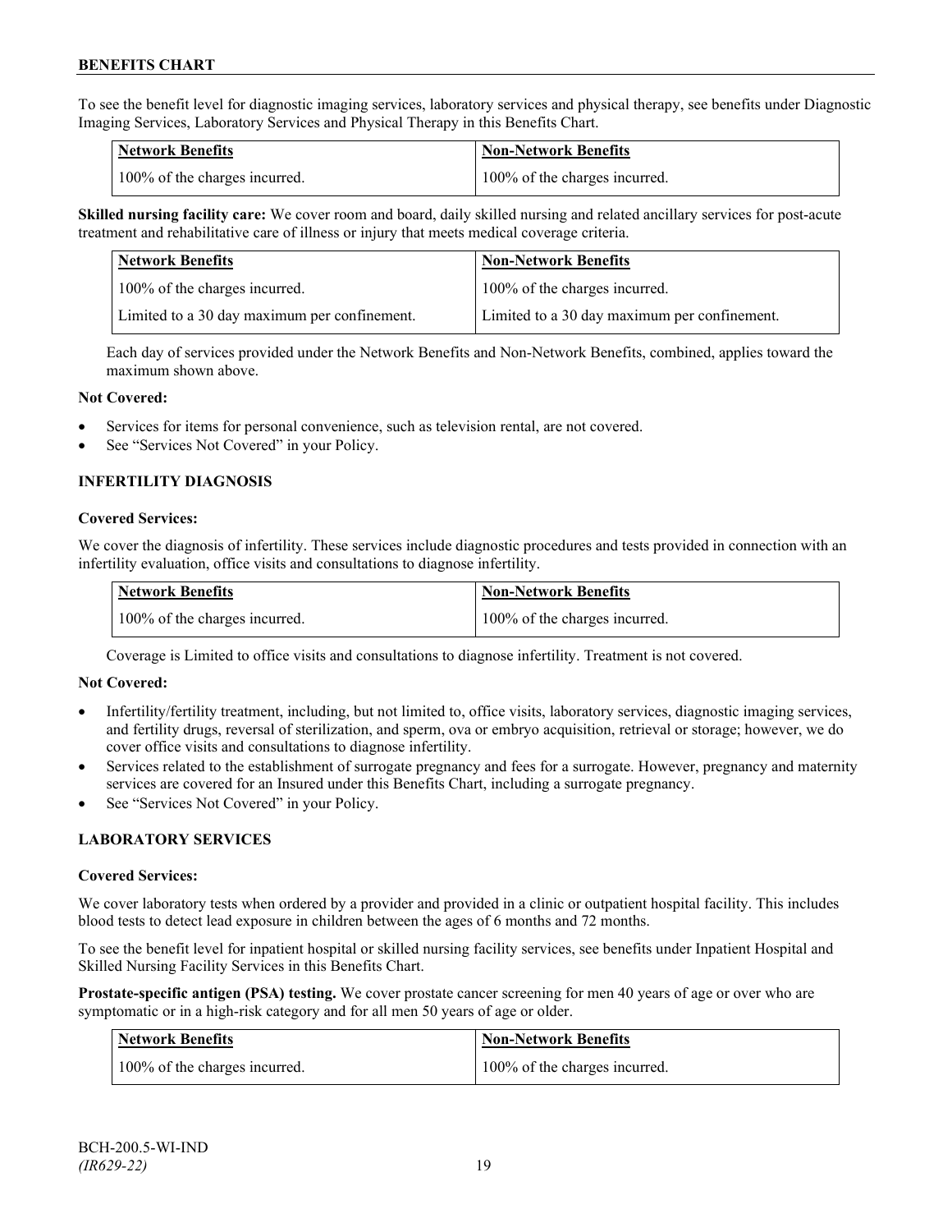To see the benefit level for diagnostic imaging services, laboratory services and physical therapy, see benefits under Diagnostic Imaging Services, Laboratory Services and Physical Therapy in this Benefits Chart.

| Network Benefits | Non-Network Benefits |
| --- | --- |
| 100% of the charges incurred. | 100% of the charges incurred. |

**Skilled nursing facility care:** We cover room and board, daily skilled nursing and related ancillary services for post-acute treatment and rehabilitative care of illness or injury that meets medical coverage criteria.

| Network Benefits | Non-Network Benefits |
| --- | --- |
| 100% of the charges incurred. | 100% of the charges incurred. |
| Limited to a 30 day maximum per confinement. | Limited to a 30 day maximum per confinement. |

Each day of services provided under the Network Benefits and Non-Network Benefits, combined, applies toward the maximum shown above.

**Not Covered:**

- Services for items for personal convenience, such as television rental, are not covered.
- See "Services Not Covered" in your Policy.

### INFERTILITY DIAGNOSIS

**Covered Services:**

We cover the diagnosis of infertility. These services include diagnostic procedures and tests provided in connection with an infertility evaluation, office visits and consultations to diagnose infertility.

| Network Benefits | Non-Network Benefits |
| --- | --- |
| 100% of the charges incurred. | 100% of the charges incurred. |

Coverage is Limited to office visits and consultations to diagnose infertility. Treatment is not covered.

**Not Covered:**

- Infertility/fertility treatment, including, but not limited to, office visits, laboratory services, diagnostic imaging services, and fertility drugs, reversal of sterilization, and sperm, ova or embryo acquisition, retrieval or storage; however, we do cover office visits and consultations to diagnose infertility.
- Services related to the establishment of surrogate pregnancy and fees for a surrogate. However, pregnancy and maternity services are covered for an Insured under this Benefits Chart, including a surrogate pregnancy.
- See "Services Not Covered" in your Policy.

### LABORATORY SERVICES

**Covered Services:**

We cover laboratory tests when ordered by a provider and provided in a clinic or outpatient hospital facility. This includes blood tests to detect lead exposure in children between the ages of 6 months and 72 months.

To see the benefit level for inpatient hospital or skilled nursing facility services, see benefits under Inpatient Hospital and Skilled Nursing Facility Services in this Benefits Chart.

**Prostate-specific antigen (PSA) testing.** We cover prostate cancer screening for men 40 years of age or over who are symptomatic or in a high-risk category and for all men 50 years of age or older.

| Network Benefits | Non-Network Benefits |
| --- | --- |
| 100% of the charges incurred. | 100% of the charges incurred. |

BCH-200.5-WI-IND
*(IR629-22)*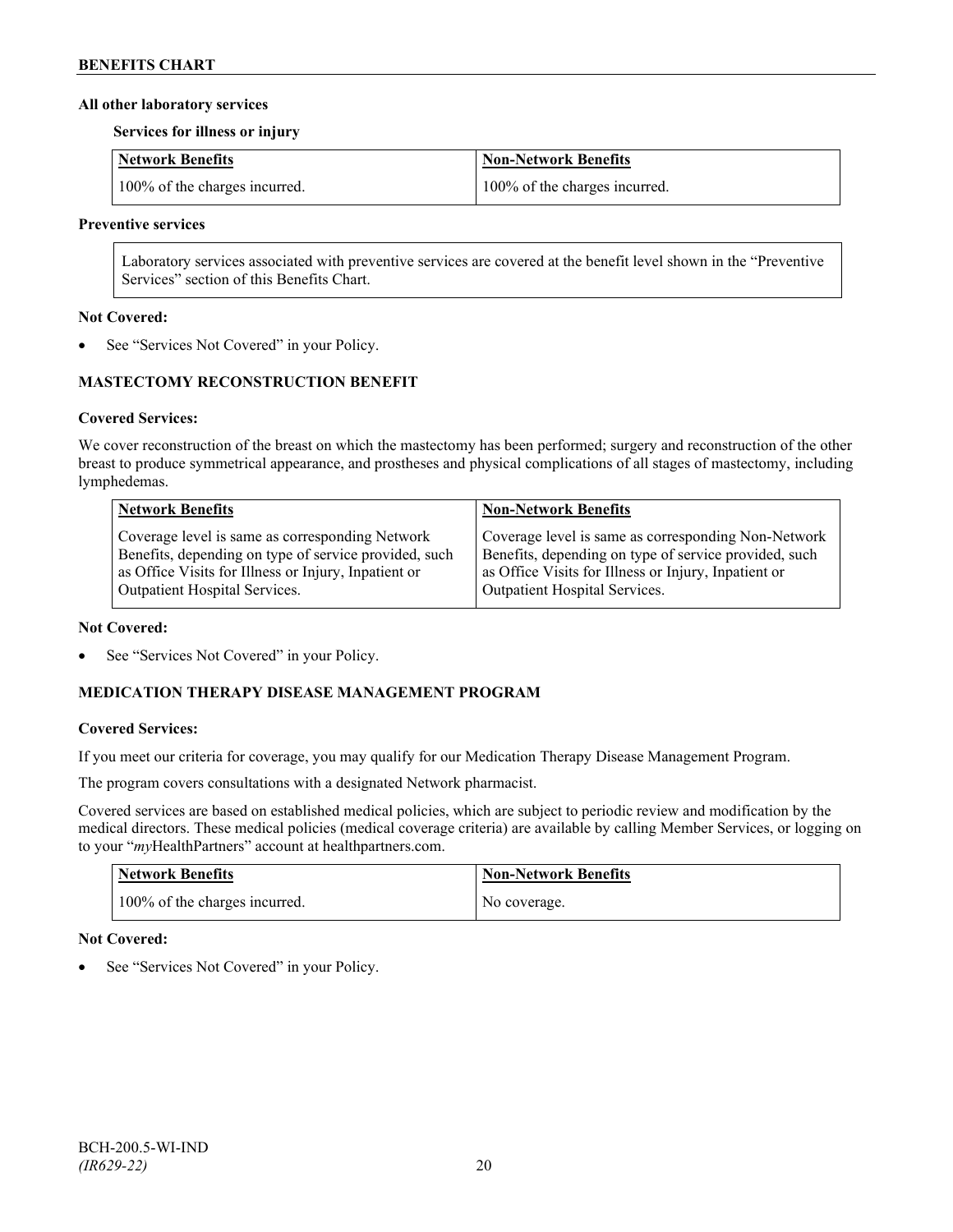**All other laboratory services**

**Services for illness or injury**

| Network Benefits | Non-Network Benefits |
| --- | --- |
| 100% of the charges incurred. | 100% of the charges incurred. |

**Preventive services**

Laboratory services associated with preventive services are covered at the benefit level shown in the "Preventive Services" section of this Benefits Chart.

**Not Covered:**

- See "Services Not Covered" in your Policy.

## MASTECTOMY RECONSTRUCTION BENEFIT

**Covered Services:**

We cover reconstruction of the breast on which the mastectomy has been performed; surgery and reconstruction of the other breast to produce symmetrical appearance, and prostheses and physical complications of all stages of mastectomy, including lymphedemas.

| Network Benefits | Non-Network Benefits |
| --- | --- |
| Coverage level is same as corresponding Network Benefits, depending on type of service provided, such as Office Visits for Illness or Injury, Inpatient or Outpatient Hospital Services. | Coverage level is same as corresponding Non-Network Benefits, depending on type of service provided, such as Office Visits for Illness or Injury, Inpatient or Outpatient Hospital Services. |

**Not Covered:**

- See "Services Not Covered" in your Policy.

## MEDICATION THERAPY DISEASE MANAGEMENT PROGRAM

**Covered Services:**

If you meet our criteria for coverage, you may qualify for our Medication Therapy Disease Management Program.

The program covers consultations with a designated Network pharmacist.

Covered services are based on established medical policies, which are subject to periodic review and modification by the medical directors. These medical policies (medical coverage criteria) are available by calling Member Services, or logging on to your "*my*HealthPartners" account at healthpartners.com.

| Network Benefits | Non-Network Benefits |
| --- | --- |
| 100% of the charges incurred. | No coverage. |

**Not Covered:**

- See "Services Not Covered" in your Policy.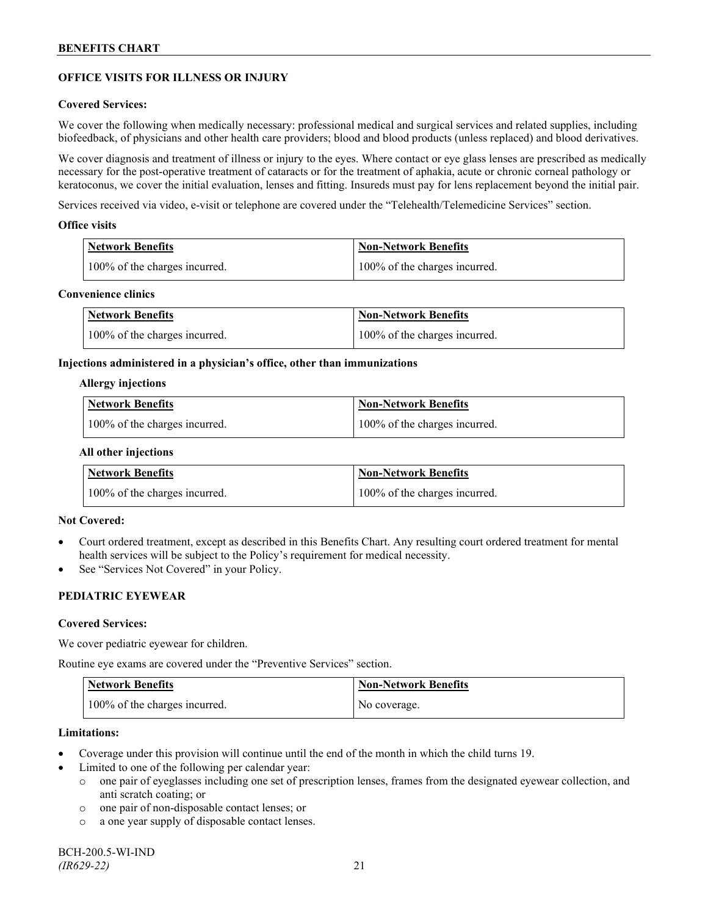## OFFICE VISITS FOR ILLNESS OR INJURY

**Covered Services:**

We cover the following when medically necessary: professional medical and surgical services and related supplies, including biofeedback, of physicians and other health care providers; blood and blood products (unless replaced) and blood derivatives.

We cover diagnosis and treatment of illness or injury to the eyes. Where contact or eye glass lenses are prescribed as medically necessary for the post-operative treatment of cataracts or for the treatment of aphakia, acute or chronic corneal pathology or keratoconus, we cover the initial evaluation, lenses and fitting. Insureds must pay for lens replacement beyond the initial pair.

Services received via video, e-visit or telephone are covered under the "Telehealth/Telemedicine Services" section.

**Office visits**

| Network Benefits | Non-Network Benefits |
| --- | --- |
| 100% of the charges incurred. | 100% of the charges incurred. |

**Convenience clinics**

| Network Benefits | Non-Network Benefits |
| --- | --- |
| 100% of the charges incurred. | 100% of the charges incurred. |

**Injections administered in a physician's office, other than immunizations**

**Allergy injections**

| Network Benefits | Non-Network Benefits |
| --- | --- |
| 100% of the charges incurred. | 100% of the charges incurred. |

**All other injections**

| Network Benefits | Non-Network Benefits |
| --- | --- |
| 100% of the charges incurred. | 100% of the charges incurred. |

**Not Covered:**

- Court ordered treatment, except as described in this Benefits Chart. Any resulting court ordered treatment for mental health services will be subject to the Policy's requirement for medical necessity.
- See "Services Not Covered" in your Policy.

## PEDIATRIC EYEWEAR

**Covered Services:**

We cover pediatric eyewear for children.

Routine eye exams are covered under the "Preventive Services" section.

| Network Benefits | Non-Network Benefits |
| --- | --- |
| 100% of the charges incurred. | No coverage. |

**Limitations:**

- Coverage under this provision will continue until the end of the month in which the child turns 19.
- Limited to one of the following per calendar year:
  - one pair of eyeglasses including one set of prescription lenses, frames from the designated eyewear collection, and anti scratch coating; or
  - one pair of non-disposable contact lenses; or
  - a one year supply of disposable contact lenses.

BCH-200.5-WI-IND
*(IR629-22)*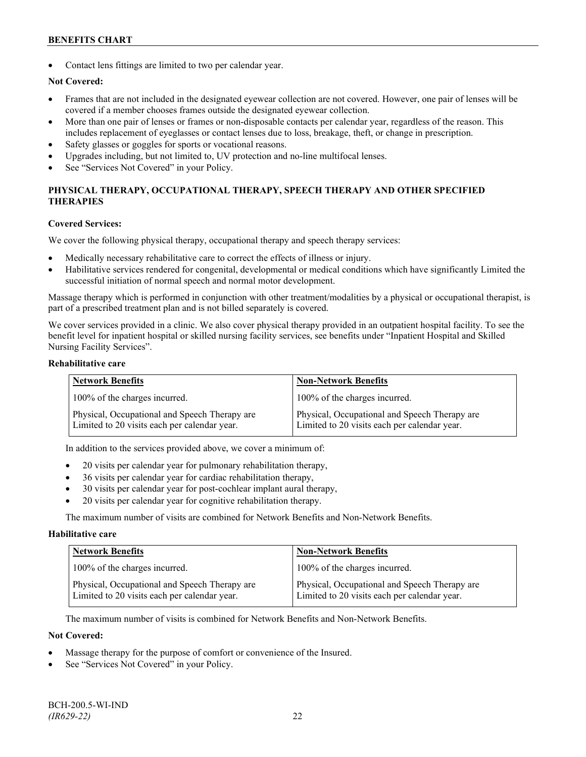- Contact lens fittings are limited to two per calendar year.

**Not Covered:**

- Frames that are not included in the designated eyewear collection are not covered. However, one pair of lenses will be covered if a member chooses frames outside the designated eyewear collection.
- More than one pair of lenses or frames or non-disposable contacts per calendar year, regardless of the reason. This includes replacement of eyeglasses or contact lenses due to loss, breakage, theft, or change in prescription.
- Safety glasses or goggles for sports or vocational reasons.
- Upgrades including, but not limited to, UV protection and no-line multifocal lenses.
- See "Services Not Covered" in your Policy.

## PHYSICAL THERAPY, OCCUPATIONAL THERAPY, SPEECH THERAPY AND OTHER SPECIFIED THERAPIES

**Covered Services:**

We cover the following physical therapy, occupational therapy and speech therapy services:

- Medically necessary rehabilitative care to correct the effects of illness or injury.
- Habilitative services rendered for congenital, developmental or medical conditions which have significantly Limited the successful initiation of normal speech and normal motor development.

Massage therapy which is performed in conjunction with other treatment/modalities by a physical or occupational therapist, is part of a prescribed treatment plan and is not billed separately is covered.

We cover services provided in a clinic. We also cover physical therapy provided in an outpatient hospital facility. To see the benefit level for inpatient hospital or skilled nursing facility services, see benefits under "Inpatient Hospital and Skilled Nursing Facility Services".

**Rehabilitative care**

| Network Benefits | Non-Network Benefits |
|---|---|
| 100% of the charges incurred. | 100% of the charges incurred. |
| Physical, Occupational and Speech Therapy are Limited to 20 visits each per calendar year. | Physical, Occupational and Speech Therapy are Limited to 20 visits each per calendar year. |

In addition to the services provided above, we cover a minimum of:

- 20 visits per calendar year for pulmonary rehabilitation therapy,
- 36 visits per calendar year for cardiac rehabilitation therapy,
- 30 visits per calendar year for post-cochlear implant aural therapy,
- 20 visits per calendar year for cognitive rehabilitation therapy.

The maximum number of visits are combined for Network Benefits and Non-Network Benefits.

**Habilitative care**

| Network Benefits | Non-Network Benefits |
|---|---|
| 100% of the charges incurred. | 100% of the charges incurred. |
| Physical, Occupational and Speech Therapy are Limited to 20 visits each per calendar year. | Physical, Occupational and Speech Therapy are Limited to 20 visits each per calendar year. |

The maximum number of visits is combined for Network Benefits and Non-Network Benefits.

**Not Covered:**

- Massage therapy for the purpose of comfort or convenience of the Insured.
- See "Services Not Covered" in your Policy.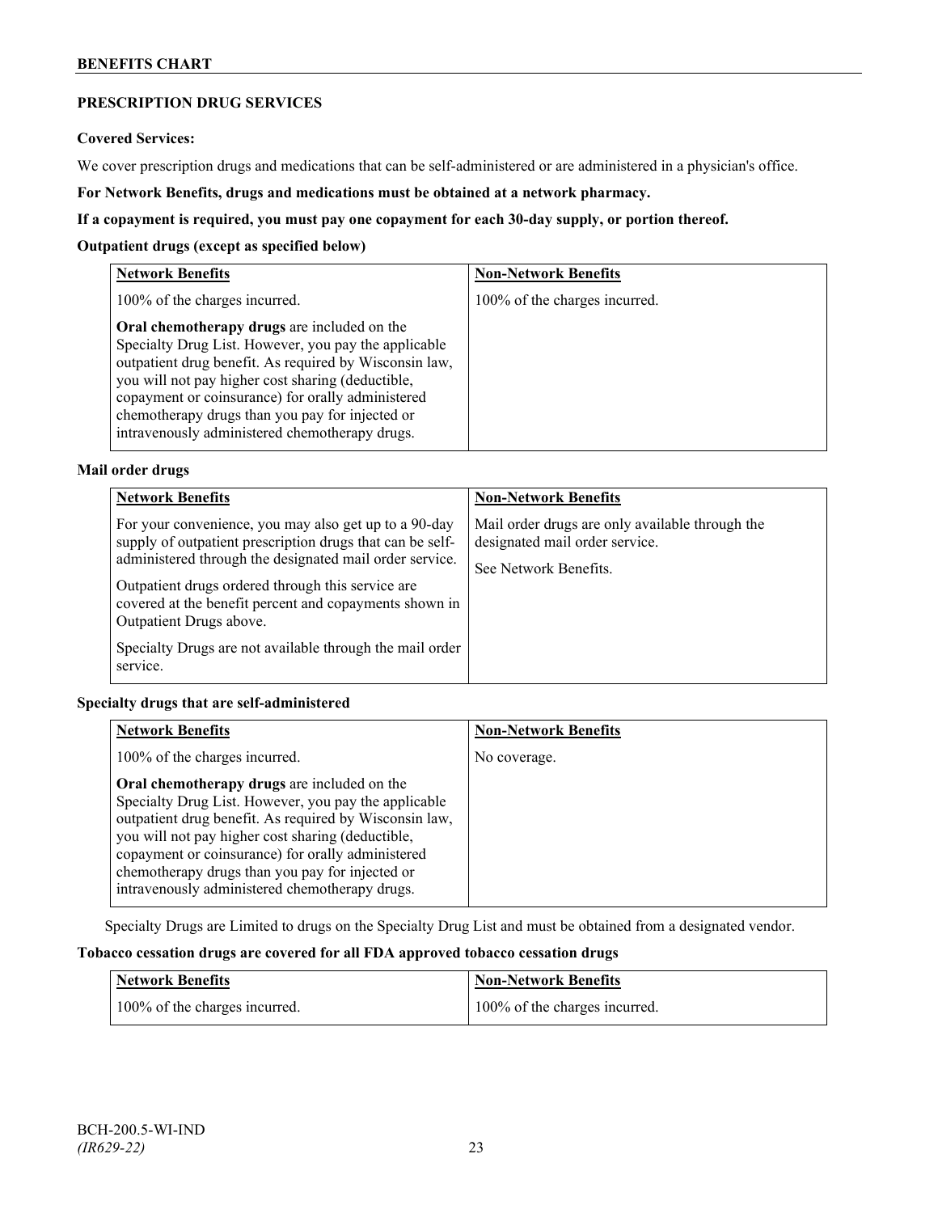## PRESCRIPTION DRUG SERVICES

**Covered Services:**

We cover prescription drugs and medications that can be self-administered or are administered in a physician's office.

**For Network Benefits, drugs and medications must be obtained at a network pharmacy.**

**If a copayment is required, you must pay one copayment for each 30-day supply, or portion thereof.**

**Outpatient drugs (except as specified below)**

| Network Benefits | Non-Network Benefits |
|---|---|
| 100% of the charges incurred.<br><br>**Oral chemotherapy drugs** are included on the Specialty Drug List. However, you pay the applicable outpatient drug benefit. As required by Wisconsin law, you will not pay higher cost sharing (deductible, copayment or coinsurance) for orally administered chemotherapy drugs than you pay for injected or intravenously administered chemotherapy drugs. | 100% of the charges incurred. |

**Mail order drugs**

| Network Benefits | Non-Network Benefits |
|---|---|
| For your convenience, you may also get up to a 90-day supply of outpatient prescription drugs that can be self-administered through the designated mail order service.<br><br>Outpatient drugs ordered through this service are covered at the benefit percent and copayments shown in Outpatient Drugs above.<br><br>Specialty Drugs are not available through the mail order service. | Mail order drugs are only available through the designated mail order service.<br><br>See Network Benefits. |

**Specialty drugs that are self-administered**

| Network Benefits | Non-Network Benefits |
|---|---|
| 100% of the charges incurred.<br><br>**Oral chemotherapy drugs** are included on the Specialty Drug List. However, you pay the applicable outpatient drug benefit. As required by Wisconsin law, you will not pay higher cost sharing (deductible, copayment or coinsurance) for orally administered chemotherapy drugs than you pay for injected or intravenously administered chemotherapy drugs. | No coverage. |

Specialty Drugs are Limited to drugs on the Specialty Drug List and must be obtained from a designated vendor.

**Tobacco cessation drugs are covered for all FDA approved tobacco cessation drugs**

| Network Benefits | Non-Network Benefits |
|---|---|
| 100% of the charges incurred. | 100% of the charges incurred. |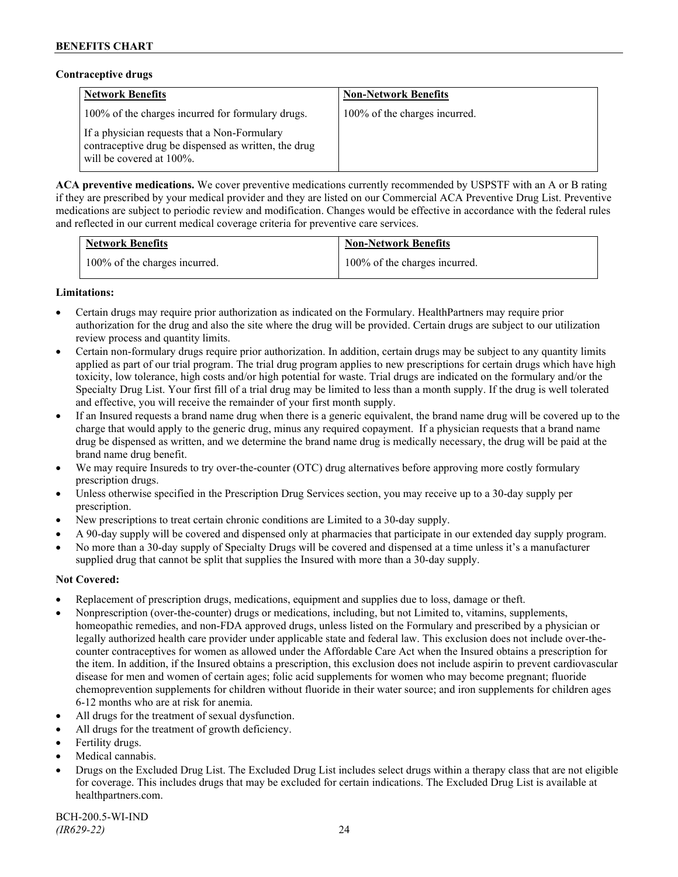**Contraceptive drugs**

| Network Benefits | Non-Network Benefits |
|---|---|
| 100% of the charges incurred for formulary drugs.<br><br>If a physician requests that a Non-Formulary contraceptive drug be dispensed as written, the drug will be covered at 100%. | 100% of the charges incurred. |

**ACA preventive medications.** We cover preventive medications currently recommended by USPSTF with an A or B rating if they are prescribed by your medical provider and they are listed on our Commercial ACA Preventive Drug List. Preventive medications are subject to periodic review and modification. Changes would be effective in accordance with the federal rules and reflected in our current medical coverage criteria for preventive care services.

| Network Benefits | Non-Network Benefits |
|---|---|
| 100% of the charges incurred. | 100% of the charges incurred. |

**Limitations:**

- Certain drugs may require prior authorization as indicated on the Formulary. HealthPartners may require prior authorization for the drug and also the site where the drug will be provided. Certain drugs are subject to our utilization review process and quantity limits.
- Certain non-formulary drugs require prior authorization. In addition, certain drugs may be subject to any quantity limits applied as part of our trial program. The trial drug program applies to new prescriptions for certain drugs which have high toxicity, low tolerance, high costs and/or high potential for waste. Trial drugs are indicated on the formulary and/or the Specialty Drug List. Your first fill of a trial drug may be limited to less than a month supply. If the drug is well tolerated and effective, you will receive the remainder of your first month supply.
- If an Insured requests a brand name drug when there is a generic equivalent, the brand name drug will be covered up to the charge that would apply to the generic drug, minus any required copayment. If a physician requests that a brand name drug be dispensed as written, and we determine the brand name drug is medically necessary, the drug will be paid at the brand name drug benefit.
- We may require Insureds to try over-the-counter (OTC) drug alternatives before approving more costly formulary prescription drugs.
- Unless otherwise specified in the Prescription Drug Services section, you may receive up to a 30-day supply per prescription.
- New prescriptions to treat certain chronic conditions are Limited to a 30-day supply.
- A 90-day supply will be covered and dispensed only at pharmacies that participate in our extended day supply program.
- No more than a 30-day supply of Specialty Drugs will be covered and dispensed at a time unless it's a manufacturer supplied drug that cannot be split that supplies the Insured with more than a 30-day supply.

**Not Covered:**

- Replacement of prescription drugs, medications, equipment and supplies due to loss, damage or theft.
- Nonprescription (over-the-counter) drugs or medications, including, but not Limited to, vitamins, supplements, homeopathic remedies, and non-FDA approved drugs, unless listed on the Formulary and prescribed by a physician or legally authorized health care provider under applicable state and federal law. This exclusion does not include over-the-counter contraceptives for women as allowed under the Affordable Care Act when the Insured obtains a prescription for the item. In addition, if the Insured obtains a prescription, this exclusion does not include aspirin to prevent cardiovascular disease for men and women of certain ages; folic acid supplements for women who may become pregnant; fluoride chemoprevention supplements for children without fluoride in their water source; and iron supplements for children ages 6-12 months who are at risk for anemia.
- All drugs for the treatment of sexual dysfunction.
- All drugs for the treatment of growth deficiency.
- Fertility drugs.
- Medical cannabis.
- Drugs on the Excluded Drug List. The Excluded Drug List includes select drugs within a therapy class that are not eligible for coverage. This includes drugs that may be excluded for certain indications. The Excluded Drug List is available at healthpartners.com.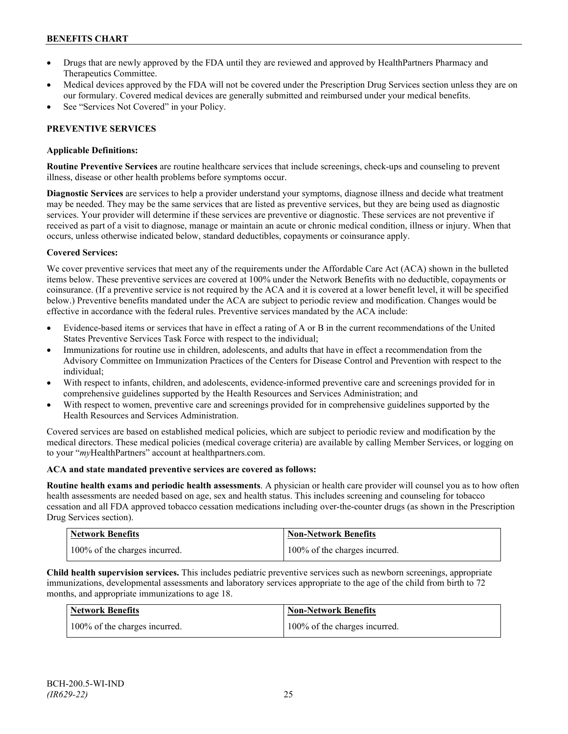- Drugs that are newly approved by the FDA until they are reviewed and approved by HealthPartners Pharmacy and Therapeutics Committee.
- Medical devices approved by the FDA will not be covered under the Prescription Drug Services section unless they are on our formulary. Covered medical devices are generally submitted and reimbursed under your medical benefits.
- See "Services Not Covered" in your Policy.

## PREVENTIVE SERVICES

### Applicable Definitions:

**Routine Preventive Services** are routine healthcare services that include screenings, check-ups and counseling to prevent illness, disease or other health problems before symptoms occur.

**Diagnostic Services** are services to help a provider understand your symptoms, diagnose illness and decide what treatment may be needed. They may be the same services that are listed as preventive services, but they are being used as diagnostic services. Your provider will determine if these services are preventive or diagnostic. These services are not preventive if received as part of a visit to diagnose, manage or maintain an acute or chronic medical condition, illness or injury. When that occurs, unless otherwise indicated below, standard deductibles, copayments or coinsurance apply.

### Covered Services:

We cover preventive services that meet any of the requirements under the Affordable Care Act (ACA) shown in the bulleted items below. These preventive services are covered at 100% under the Network Benefits with no deductible, copayments or coinsurance. (If a preventive service is not required by the ACA and it is covered at a lower benefit level, it will be specified below.) Preventive benefits mandated under the ACA are subject to periodic review and modification. Changes would be effective in accordance with the federal rules. Preventive services mandated by the ACA include:

- Evidence-based items or services that have in effect a rating of A or B in the current recommendations of the United States Preventive Services Task Force with respect to the individual;
- Immunizations for routine use in children, adolescents, and adults that have in effect a recommendation from the Advisory Committee on Immunization Practices of the Centers for Disease Control and Prevention with respect to the individual;
- With respect to infants, children, and adolescents, evidence-informed preventive care and screenings provided for in comprehensive guidelines supported by the Health Resources and Services Administration; and
- With respect to women, preventive care and screenings provided for in comprehensive guidelines supported by the Health Resources and Services Administration.

Covered services are based on established medical policies, which are subject to periodic review and modification by the medical directors. These medical policies (medical coverage criteria) are available by calling Member Services, or logging on to your "*my*HealthPartners" account at healthpartners.com.

**ACA and state mandated preventive services are covered as follows:**

**Routine health exams and periodic health assessments**. A physician or health care provider will counsel you as to how often health assessments are needed based on age, sex and health status. This includes screening and counseling for tobacco cessation and all FDA approved tobacco cessation medications including over-the-counter drugs (as shown in the Prescription Drug Services section).

| Network Benefits | Non-Network Benefits |
| --- | --- |
| 100% of the charges incurred. | 100% of the charges incurred. |

**Child health supervision services.** This includes pediatric preventive services such as newborn screenings, appropriate immunizations, developmental assessments and laboratory services appropriate to the age of the child from birth to 72 months, and appropriate immunizations to age 18.

| Network Benefits | Non-Network Benefits |
| --- | --- |
| 100% of the charges incurred. | 100% of the charges incurred. |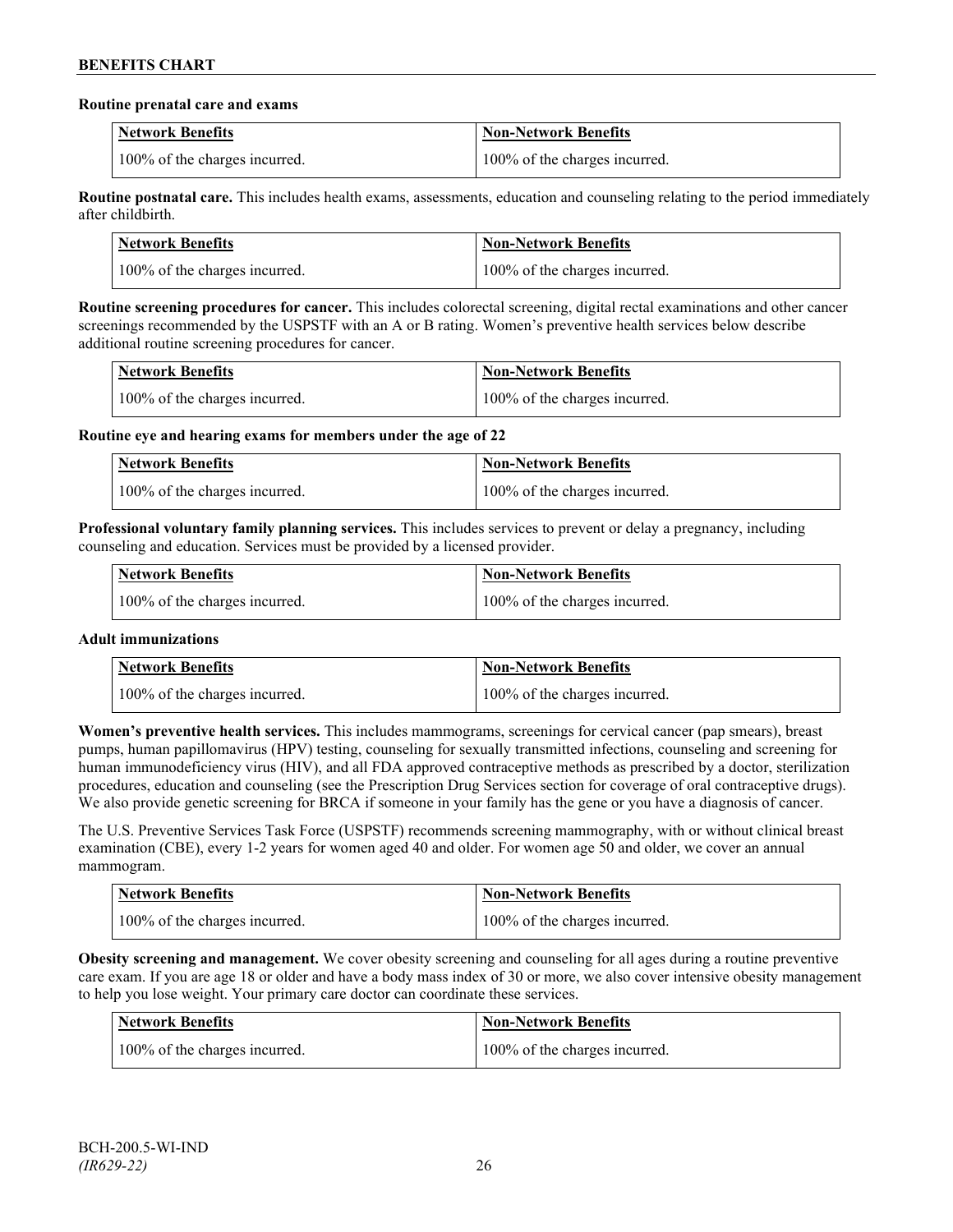**Routine prenatal care and exams**

| Network Benefits | Non-Network Benefits |
| --- | --- |
| 100% of the charges incurred. | 100% of the charges incurred. |

**Routine postnatal care.** This includes health exams, assessments, education and counseling relating to the period immediately after childbirth.

| Network Benefits | Non-Network Benefits |
| --- | --- |
| 100% of the charges incurred. | 100% of the charges incurred. |

**Routine screening procedures for cancer.** This includes colorectal screening, digital rectal examinations and other cancer screenings recommended by the USPSTF with an A or B rating. Women's preventive health services below describe additional routine screening procedures for cancer.

| Network Benefits | Non-Network Benefits |
| --- | --- |
| 100% of the charges incurred. | 100% of the charges incurred. |

**Routine eye and hearing exams for members under the age of 22**

| Network Benefits | Non-Network Benefits |
| --- | --- |
| 100% of the charges incurred. | 100% of the charges incurred. |

**Professional voluntary family planning services.** This includes services to prevent or delay a pregnancy, including counseling and education. Services must be provided by a licensed provider.

| Network Benefits | Non-Network Benefits |
| --- | --- |
| 100% of the charges incurred. | 100% of the charges incurred. |

**Adult immunizations**

| Network Benefits | Non-Network Benefits |
| --- | --- |
| 100% of the charges incurred. | 100% of the charges incurred. |

**Women's preventive health services.** This includes mammograms, screenings for cervical cancer (pap smears), breast pumps, human papillomavirus (HPV) testing, counseling for sexually transmitted infections, counseling and screening for human immunodeficiency virus (HIV), and all FDA approved contraceptive methods as prescribed by a doctor, sterilization procedures, education and counseling (see the Prescription Drug Services section for coverage of oral contraceptive drugs). We also provide genetic screening for BRCA if someone in your family has the gene or you have a diagnosis of cancer.

The U.S. Preventive Services Task Force (USPSTF) recommends screening mammography, with or without clinical breast examination (CBE), every 1-2 years for women aged 40 and older. For women age 50 and older, we cover an annual mammogram.

| Network Benefits | Non-Network Benefits |
| --- | --- |
| 100% of the charges incurred. | 100% of the charges incurred. |

**Obesity screening and management.** We cover obesity screening and counseling for all ages during a routine preventive care exam. If you are age 18 or older and have a body mass index of 30 or more, we also cover intensive obesity management to help you lose weight. Your primary care doctor can coordinate these services.

| Network Benefits | Non-Network Benefits |
| --- | --- |
| 100% of the charges incurred. | 100% of the charges incurred. |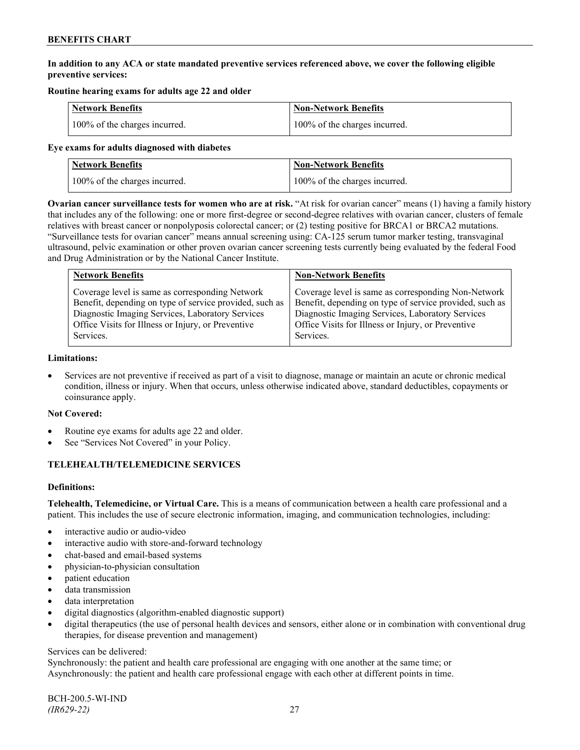**In addition to any ACA or state mandated preventive services referenced above, we cover the following eligible preventive services:**

**Routine hearing exams for adults age 22 and older**

| Network Benefits | Non-Network Benefits |
|---|---|
| 100% of the charges incurred. | 100% of the charges incurred. |

**Eye exams for adults diagnosed with diabetes**

| Network Benefits | Non-Network Benefits |
|---|---|
| 100% of the charges incurred. | 100% of the charges incurred. |

**Ovarian cancer surveillance tests for women who are at risk.** "At risk for ovarian cancer" means (1) having a family history that includes any of the following: one or more first-degree or second-degree relatives with ovarian cancer, clusters of female relatives with breast cancer or nonpolyposis colorectal cancer; or (2) testing positive for BRCA1 or BRCA2 mutations. "Surveillance tests for ovarian cancer" means annual screening using: CA-125 serum tumor marker testing, transvaginal ultrasound, pelvic examination or other proven ovarian cancer screening tests currently being evaluated by the federal Food and Drug Administration or by the National Cancer Institute.

| Network Benefits | Non-Network Benefits |
|---|---|
| Coverage level is same as corresponding Network Benefit, depending on type of service provided, such as Diagnostic Imaging Services, Laboratory Services Office Visits for Illness or Injury, or Preventive Services. | Coverage level is same as corresponding Non-Network Benefit, depending on type of service provided, such as Diagnostic Imaging Services, Laboratory Services Office Visits for Illness or Injury, or Preventive Services. |

**Limitations:**

- Services are not preventive if received as part of a visit to diagnose, manage or maintain an acute or chronic medical condition, illness or injury. When that occurs, unless otherwise indicated above, standard deductibles, copayments or coinsurance apply.

**Not Covered:**

- Routine eye exams for adults age 22 and older.
- See "Services Not Covered" in your Policy.

## TELEHEALTH/TELEMEDICINE SERVICES

**Definitions:**

**Telehealth, Telemedicine, or Virtual Care.** This is a means of communication between a health care professional and a patient. This includes the use of secure electronic information, imaging, and communication technologies, including:

- interactive audio or audio-video
- interactive audio with store-and-forward technology
- chat-based and email-based systems
- physician-to-physician consultation
- patient education
- data transmission
- data interpretation
- digital diagnostics (algorithm-enabled diagnostic support)
- digital therapeutics (the use of personal health devices and sensors, either alone or in combination with conventional drug therapies, for disease prevention and management)

Services can be delivered:
Synchronously: the patient and health care professional are engaging with one another at the same time; or
Asynchronously: the patient and health care professional engage with each other at different points in time.

BCH-200.5-WI-IND
*(IR629-22)*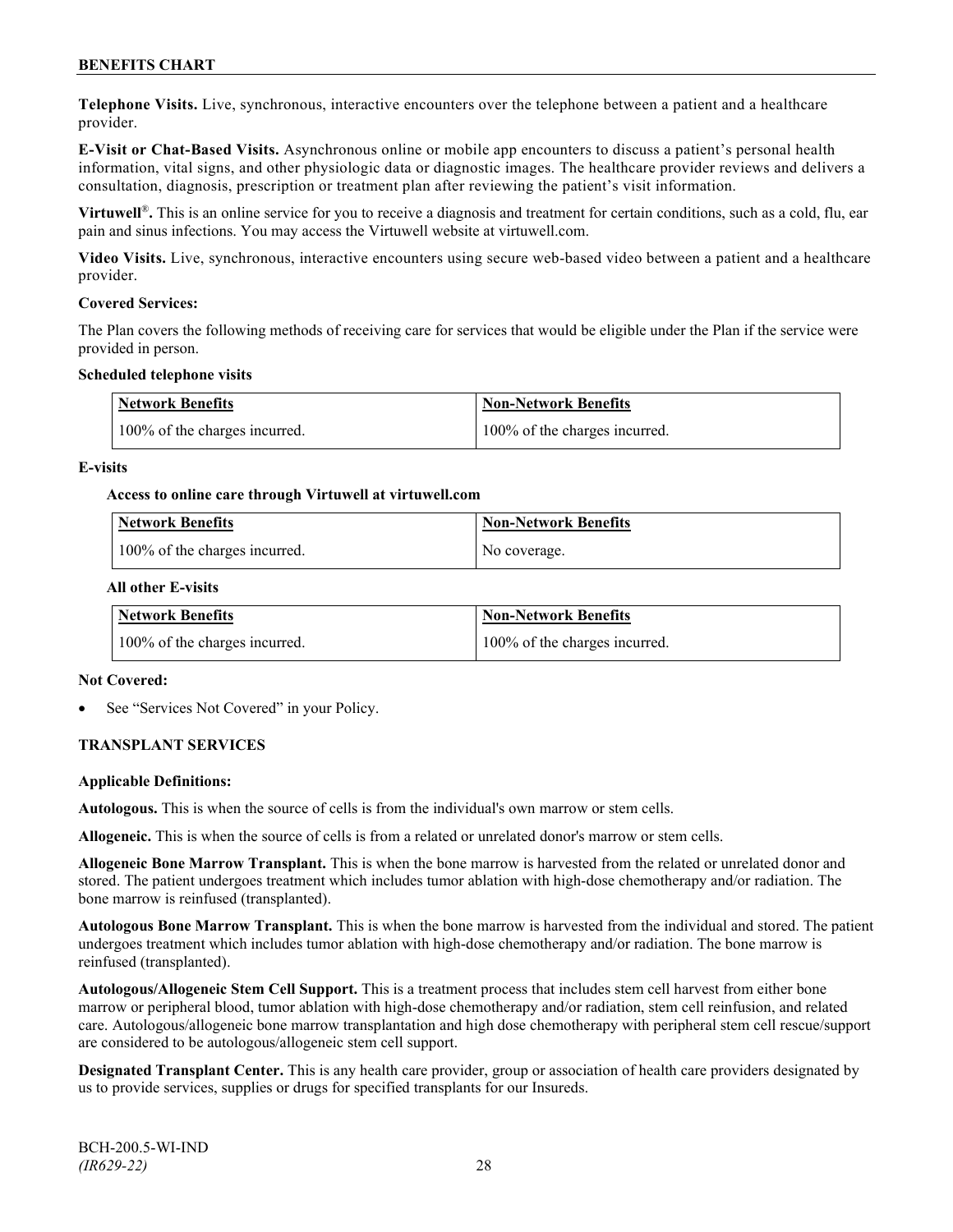**Telephone Visits.** Live, synchronous, interactive encounters over the telephone between a patient and a healthcare provider.

**E-Visit or Chat-Based Visits.** Asynchronous online or mobile app encounters to discuss a patient's personal health information, vital signs, and other physiologic data or diagnostic images. The healthcare provider reviews and delivers a consultation, diagnosis, prescription or treatment plan after reviewing the patient's visit information.

**Virtuwell®.** This is an online service for you to receive a diagnosis and treatment for certain conditions, such as a cold, flu, ear pain and sinus infections. You may access the Virtuwell website at virtuwell.com.

**Video Visits.** Live, synchronous, interactive encounters using secure web-based video between a patient and a healthcare provider.

**Covered Services:**

The Plan covers the following methods of receiving care for services that would be eligible under the Plan if the service were provided in person.

**Scheduled telephone visits**

| Network Benefits | Non-Network Benefits |
|---|---|
| 100% of the charges incurred. | 100% of the charges incurred. |

**E-visits**

**Access to online care through Virtuwell at virtuwell.com**

| Network Benefits | Non-Network Benefits |
|---|---|
| 100% of the charges incurred. | No coverage. |

**All other E-visits**

| Network Benefits | Non-Network Benefits |
|---|---|
| 100% of the charges incurred. | 100% of the charges incurred. |

**Not Covered:**

- See "Services Not Covered" in your Policy.

## TRANSPLANT SERVICES

**Applicable Definitions:**

**Autologous.** This is when the source of cells is from the individual's own marrow or stem cells.

**Allogeneic.** This is when the source of cells is from a related or unrelated donor's marrow or stem cells.

**Allogeneic Bone Marrow Transplant.** This is when the bone marrow is harvested from the related or unrelated donor and stored. The patient undergoes treatment which includes tumor ablation with high-dose chemotherapy and/or radiation. The bone marrow is reinfused (transplanted).

**Autologous Bone Marrow Transplant.** This is when the bone marrow is harvested from the individual and stored. The patient undergoes treatment which includes tumor ablation with high-dose chemotherapy and/or radiation. The bone marrow is reinfused (transplanted).

**Autologous/Allogeneic Stem Cell Support.** This is a treatment process that includes stem cell harvest from either bone marrow or peripheral blood, tumor ablation with high-dose chemotherapy and/or radiation, stem cell reinfusion, and related care. Autologous/allogeneic bone marrow transplantation and high dose chemotherapy with peripheral stem cell rescue/support are considered to be autologous/allogeneic stem cell support.

**Designated Transplant Center.** This is any health care provider, group or association of health care providers designated by us to provide services, supplies or drugs for specified transplants for our Insureds.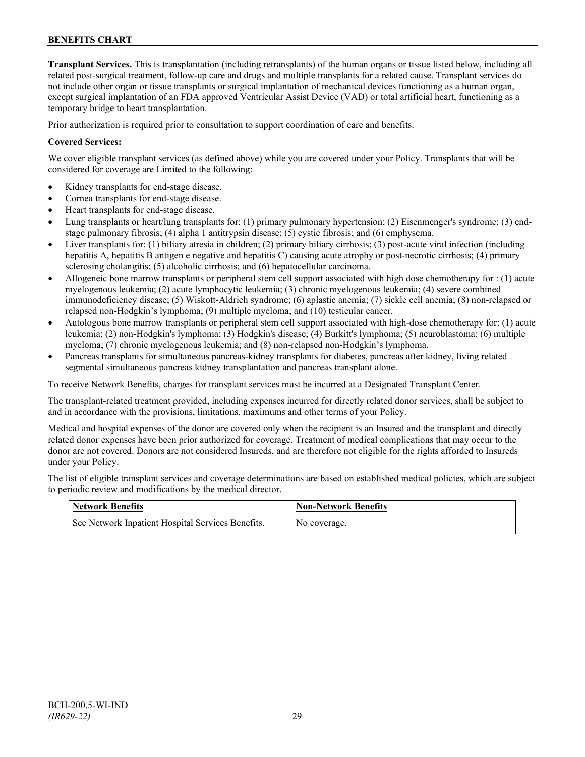**Transplant Services.** This is transplantation (including retransplants) of the human organs or tissue listed below, including all related post-surgical treatment, follow-up care and drugs and multiple transplants for a related cause. Transplant services do not include other organ or tissue transplants or surgical implantation of mechanical devices functioning as a human organ, except surgical implantation of an FDA approved Ventricular Assist Device (VAD) or total artificial heart, functioning as a temporary bridge to heart transplantation.

Prior authorization is required prior to consultation to support coordination of care and benefits.

**Covered Services:**

We cover eligible transplant services (as defined above) while you are covered under your Policy. Transplants that will be considered for coverage are Limited to the following:

- Kidney transplants for end-stage disease.
- Cornea transplants for end-stage disease.
- Heart transplants for end-stage disease.
- Lung transplants or heart/lung transplants for: (1) primary pulmonary hypertension; (2) Eisenmenger's syndrome; (3) end-stage pulmonary fibrosis; (4) alpha 1 antitrypsin disease; (5) cystic fibrosis; and (6) emphysema.
- Liver transplants for: (1) biliary atresia in children; (2) primary biliary cirrhosis; (3) post-acute viral infection (including hepatitis A, hepatitis B antigen e negative and hepatitis C) causing acute atrophy or post-necrotic cirrhosis; (4) primary sclerosing cholangitis; (5) alcoholic cirrhosis; and (6) hepatocellular carcinoma.
- Allogeneic bone marrow transplants or peripheral stem cell support associated with high dose chemotherapy for : (1) acute myelogenous leukemia; (2) acute lymphocytic leukemia; (3) chronic myelogenous leukemia; (4) severe combined immunodeficiency disease; (5) Wiskott-Aldrich syndrome; (6) aplastic anemia; (7) sickle cell anemia; (8) non-relapsed or relapsed non-Hodgkin's lymphoma; (9) multiple myeloma; and (10) testicular cancer.
- Autologous bone marrow transplants or peripheral stem cell support associated with high-dose chemotherapy for: (1) acute leukemia; (2) non-Hodgkin's lymphoma; (3) Hodgkin's disease; (4) Burkitt's lymphoma; (5) neuroblastoma; (6) multiple myeloma; (7) chronic myelogenous leukemia; and (8) non-relapsed non-Hodgkin's lymphoma.
- Pancreas transplants for simultaneous pancreas-kidney transplants for diabetes, pancreas after kidney, living related segmental simultaneous pancreas kidney transplantation and pancreas transplant alone.

To receive Network Benefits, charges for transplant services must be incurred at a Designated Transplant Center.

The transplant-related treatment provided, including expenses incurred for directly related donor services, shall be subject to and in accordance with the provisions, limitations, maximums and other terms of your Policy.

Medical and hospital expenses of the donor are covered only when the recipient is an Insured and the transplant and directly related donor expenses have been prior authorized for coverage. Treatment of medical complications that may occur to the donor are not covered. Donors are not considered Insureds, and are therefore not eligible for the rights afforded to Insureds under your Policy.

The list of eligible transplant services and coverage determinations are based on established medical policies, which are subject to periodic review and modifications by the medical director.

| Network Benefits | Non-Network Benefits |
|---|---|
| See Network Inpatient Hospital Services Benefits. | No coverage. |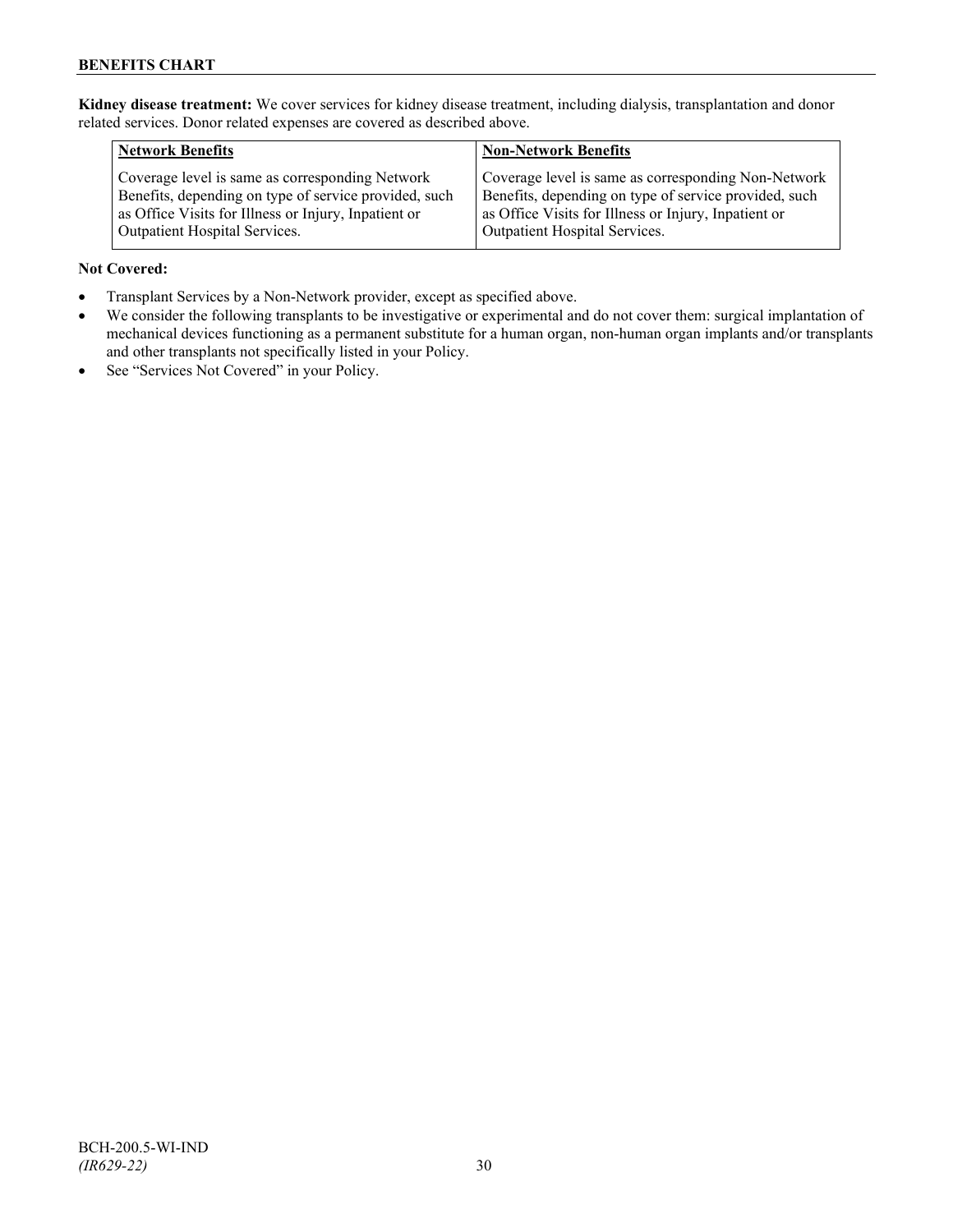**Kidney disease treatment:** We cover services for kidney disease treatment, including dialysis, transplantation and donor related services. Donor related expenses are covered as described above.

| Network Benefits | Non-Network Benefits |
|---|---|
| Coverage level is same as corresponding Network Benefits, depending on type of service provided, such as Office Visits for Illness or Injury, Inpatient or Outpatient Hospital Services. | Coverage level is same as corresponding Non-Network Benefits, depending on type of service provided, such as Office Visits for Illness or Injury, Inpatient or Outpatient Hospital Services. |

**Not Covered:**

- Transplant Services by a Non-Network provider, except as specified above.
- We consider the following transplants to be investigative or experimental and do not cover them: surgical implantation of mechanical devices functioning as a permanent substitute for a human organ, non-human organ implants and/or transplants and other transplants not specifically listed in your Policy.
- See "Services Not Covered" in your Policy.